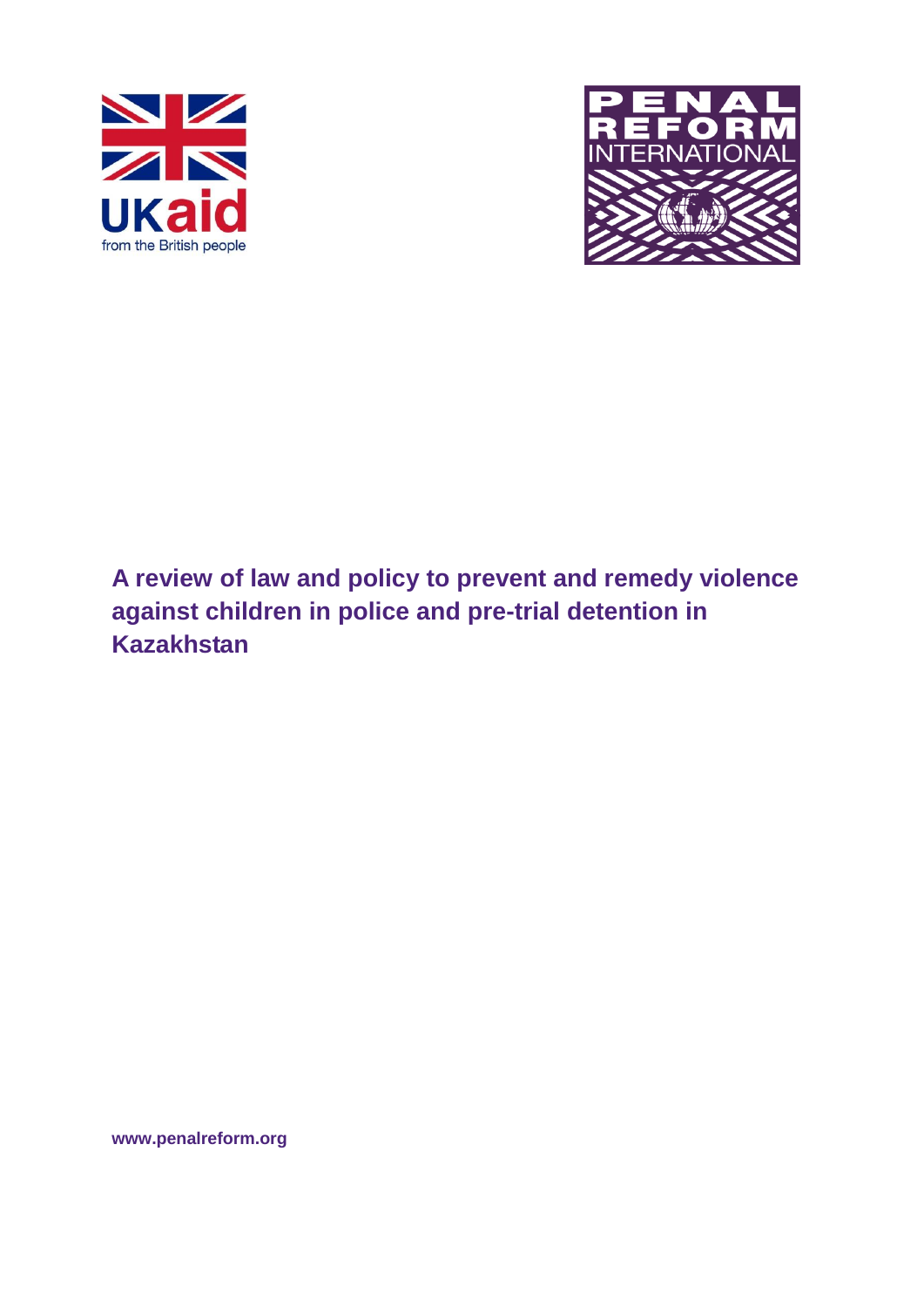UKaid

from the British people

PENAL REFORM INTERNATIONAL

# A review of law and policy to prevent and remedy violence against children in police and pre-trial detention in Kazakhstan

www.penalreform.org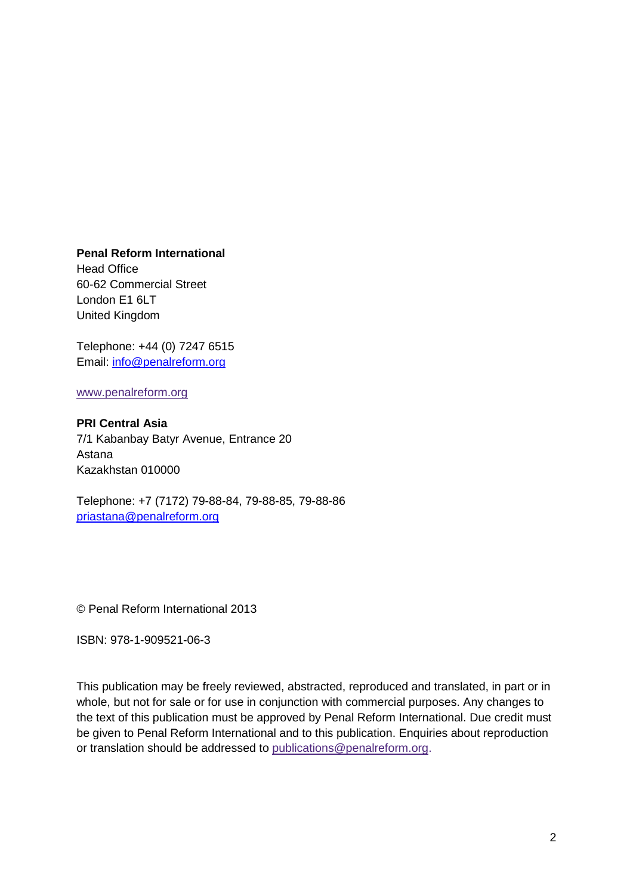**Penal Reform International**
Head Office
60-62 Commercial Street
London E1 6LT
United Kingdom

Telephone: +44 (0) 7247 6515
Email: info@penalreform.org

www.penalreform.org

**PRI Central Asia**
7/1 Kabanbay Batyr Avenue, Entrance 20
Astana
Kazakhstan 010000

Telephone: +7 (7172) 79-88-84, 79-88-85, 79-88-86
priastana@penalreform.org

© Penal Reform International 2013

ISBN: 978-1-909521-06-3

This publication may be freely reviewed, abstracted, reproduced and translated, in part or in whole, but not for sale or for use in conjunction with commercial purposes. Any changes to the text of this publication must be approved by Penal Reform International. Due credit must be given to Penal Reform International and to this publication. Enquiries about reproduction or translation should be addressed to publications@penalreform.org.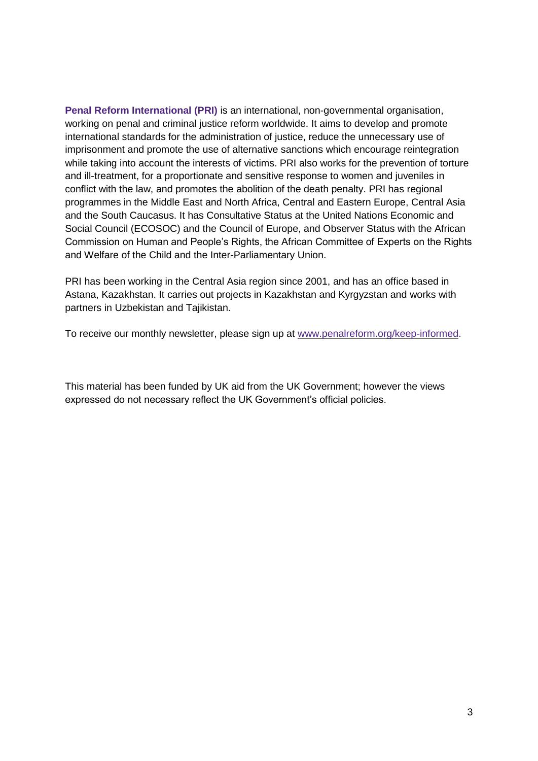**Penal Reform International (PRI)** is an international, non-governmental organisation, working on penal and criminal justice reform worldwide. It aims to develop and promote international standards for the administration of justice, reduce the unnecessary use of imprisonment and promote the use of alternative sanctions which encourage reintegration while taking into account the interests of victims. PRI also works for the prevention of torture and ill-treatment, for a proportionate and sensitive response to women and juveniles in conflict with the law, and promotes the abolition of the death penalty. PRI has regional programmes in the Middle East and North Africa, Central and Eastern Europe, Central Asia and the South Caucasus. It has Consultative Status at the United Nations Economic and Social Council (ECOSOC) and the Council of Europe, and Observer Status with the African Commission on Human and People's Rights, the African Committee of Experts on the Rights and Welfare of the Child and the Inter-Parliamentary Union.

PRI has been working in the Central Asia region since 2001, and has an office based in Astana, Kazakhstan. It carries out projects in Kazakhstan and Kyrgyzstan and works with partners in Uzbekistan and Tajikistan.

To receive our monthly newsletter, please sign up at [www.penalreform.org/keep-informed](http://www.penalreform.org/keep-informed).

This material has been funded by UK aid from the UK Government; however the views expressed do not necessary reflect the UK Government's official policies.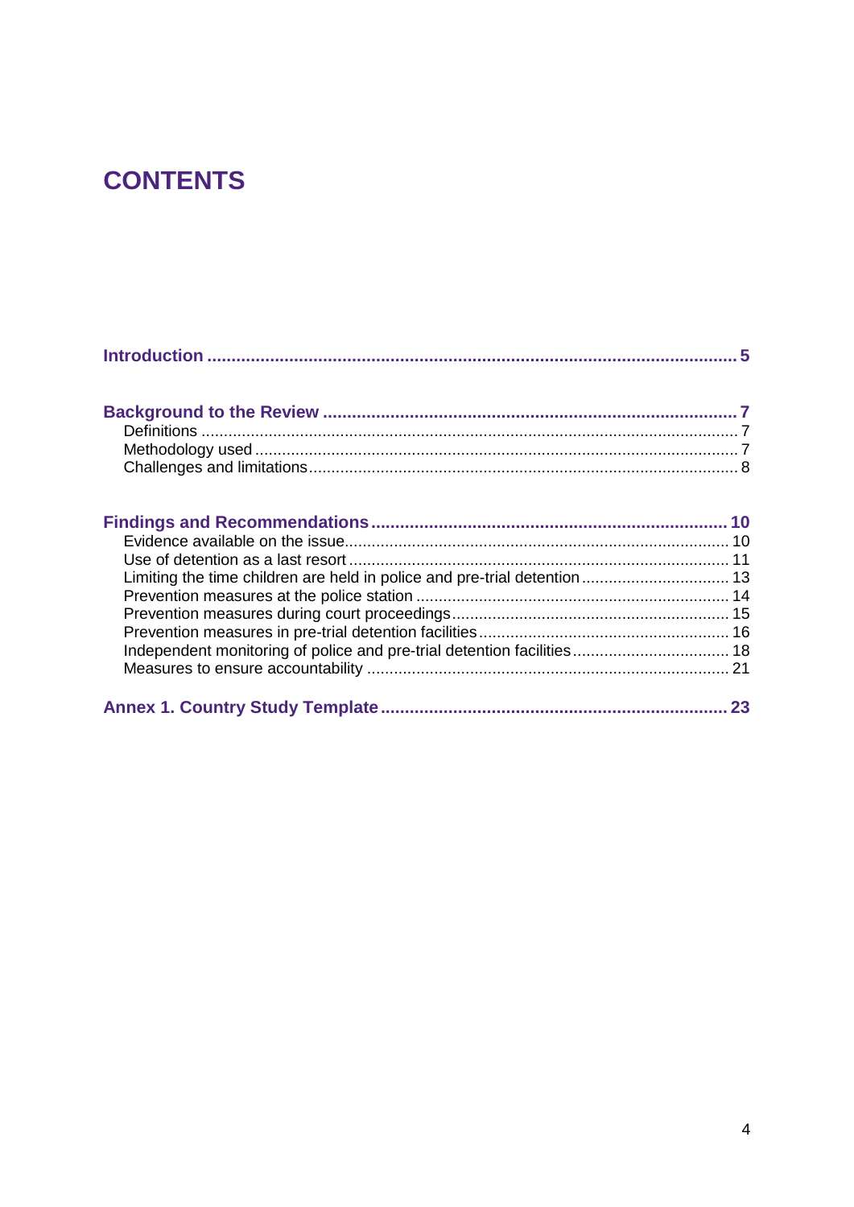# CONTENTS

**Introduction** ..... **5**

**Background to the Review** ..... **7**
- Definitions ..... 7
- Methodology used ..... 7
- Challenges and limitations ..... 8

**Findings and Recommendations** ..... **10**
- Evidence available on the issue ..... 10
- Use of detention as a last resort ..... 11
- Limiting the time children are held in police and pre-trial detention ..... 13
- Prevention measures at the police station ..... 14
- Prevention measures during court proceedings ..... 15
- Prevention measures in pre-trial detention facilities ..... 16
- Independent monitoring of police and pre-trial detention facilities ..... 18
- Measures to ensure accountability ..... 21

**Annex 1. Country Study Template** ..... **23**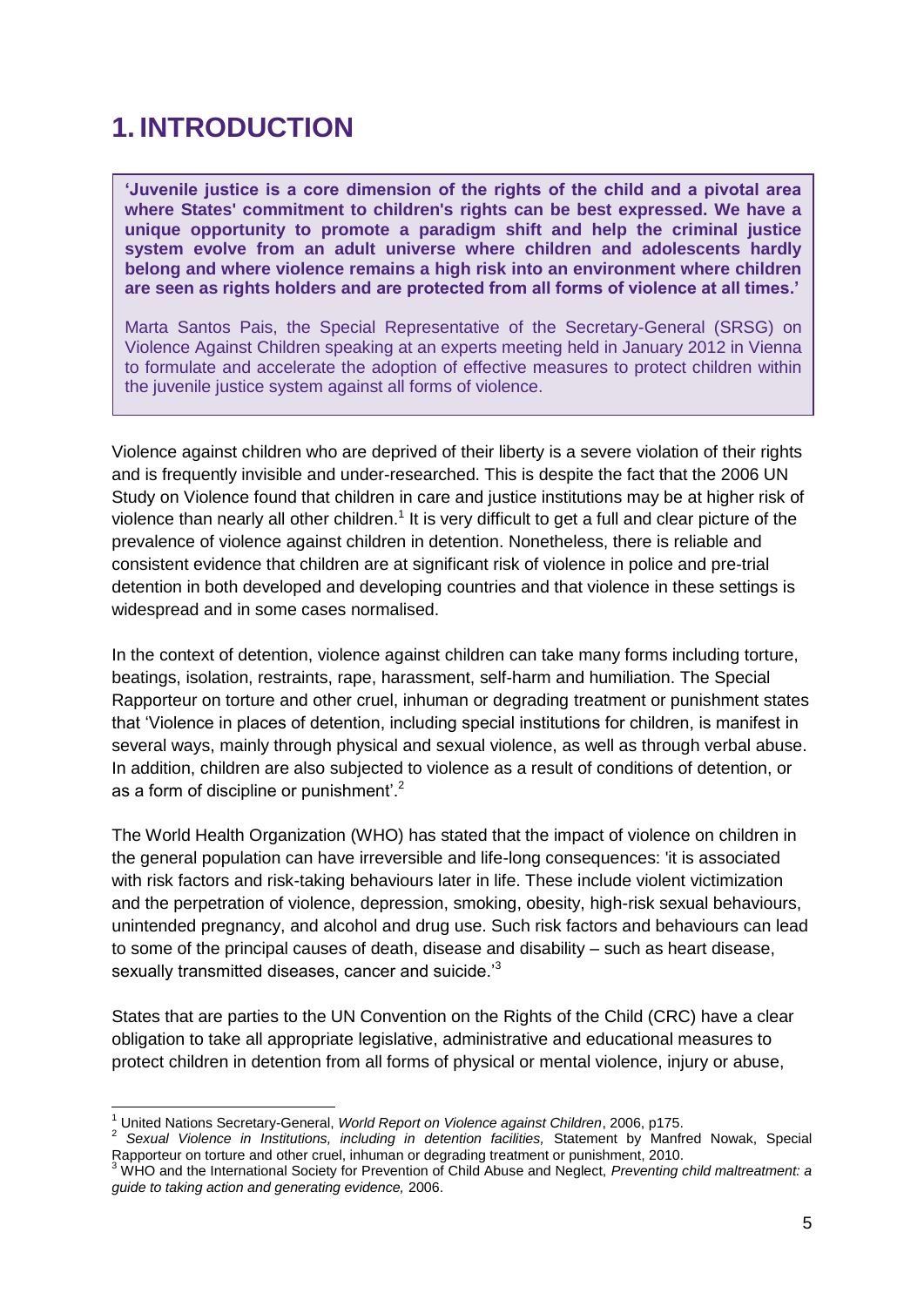# 1. INTRODUCTION

> **'Juvenile justice is a core dimension of the rights of the child and a pivotal area where States' commitment to children's rights can be best expressed. We have a unique opportunity to promote a paradigm shift and help the criminal justice system evolve from an adult universe where children and adolescents hardly belong and where violence remains a high risk into an environment where children are seen as rights holders and are protected from all forms of violence at all times.'**
>
> Marta Santos Pais, the Special Representative of the Secretary-General (SRSG) on Violence Against Children speaking at an experts meeting held in January 2012 in Vienna to formulate and accelerate the adoption of effective measures to protect children within the juvenile justice system against all forms of violence.

Violence against children who are deprived of their liberty is a severe violation of their rights and is frequently invisible and under-researched. This is despite the fact that the 2006 UN Study on Violence found that children in care and justice institutions may be at higher risk of violence than nearly all other children.[1] It is very difficult to get a full and clear picture of the prevalence of violence against children in detention. Nonetheless, there is reliable and consistent evidence that children are at significant risk of violence in police and pre-trial detention in both developed and developing countries and that violence in these settings is widespread and in some cases normalised.

In the context of detention, violence against children can take many forms including torture, beatings, isolation, restraints, rape, harassment, self-harm and humiliation. The Special Rapporteur on torture and other cruel, inhuman or degrading treatment or punishment states that 'Violence in places of detention, including special institutions for children, is manifest in several ways, mainly through physical and sexual violence, as well as through verbal abuse. In addition, children are also subjected to violence as a result of conditions of detention, or as a form of discipline or punishment'.[2]

The World Health Organization (WHO) has stated that the impact of violence on children in the general population can have irreversible and life-long consequences: 'it is associated with risk factors and risk-taking behaviours later in life. These include violent victimization and the perpetration of violence, depression, smoking, obesity, high-risk sexual behaviours, unintended pregnancy, and alcohol and drug use. Such risk factors and behaviours can lead to some of the principal causes of death, disease and disability – such as heart disease, sexually transmitted diseases, cancer and suicide.'[3]

States that are parties to the UN Convention on the Rights of the Child (CRC) have a clear obligation to take all appropriate legislative, administrative and educational measures to protect children in detention from all forms of physical or mental violence, injury or abuse,

---

[1] United Nations Secretary-General, *World Report on Violence against Children*, 2006, p175.

[2] *Sexual Violence in Institutions, including in detention facilities,* Statement by Manfred Nowak, Special Rapporteur on torture and other cruel, inhuman or degrading treatment or punishment, 2010.

[3] WHO and the International Society for Prevention of Child Abuse and Neglect, *Preventing child maltreatment: a guide to taking action and generating evidence,* 2006.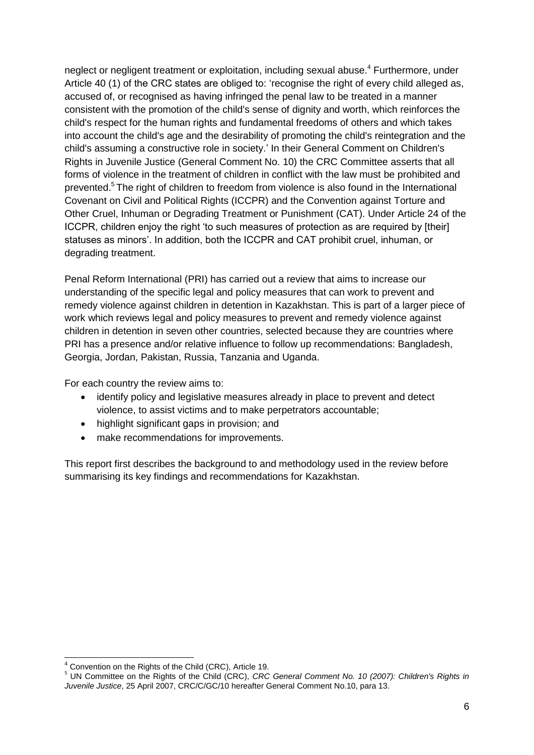neglect or negligent treatment or exploitation, including sexual abuse.[4] Furthermore, under Article 40 (1) of the CRC states are obliged to: 'recognise the right of every child alleged as, accused of, or recognised as having infringed the penal law to be treated in a manner consistent with the promotion of the child's sense of dignity and worth, which reinforces the child's respect for the human rights and fundamental freedoms of others and which takes into account the child's age and the desirability of promoting the child's reintegration and the child's assuming a constructive role in society.' In their General Comment on Children's Rights in Juvenile Justice (General Comment No. 10) the CRC Committee asserts that all forms of violence in the treatment of children in conflict with the law must be prohibited and prevented.[5] The right of children to freedom from violence is also found in the International Covenant on Civil and Political Rights (ICCPR) and the Convention against Torture and Other Cruel, Inhuman or Degrading Treatment or Punishment (CAT). Under Article 24 of the ICCPR, children enjoy the right 'to such measures of protection as are required by [their] statuses as minors'. In addition, both the ICCPR and CAT prohibit cruel, inhuman, or degrading treatment.

Penal Reform International (PRI) has carried out a review that aims to increase our understanding of the specific legal and policy measures that can work to prevent and remedy violence against children in detention in Kazakhstan. This is part of a larger piece of work which reviews legal and policy measures to prevent and remedy violence against children in detention in seven other countries, selected because they are countries where PRI has a presence and/or relative influence to follow up recommendations: Bangladesh, Georgia, Jordan, Pakistan, Russia, Tanzania and Uganda.

For each country the review aims to:

- identify policy and legislative measures already in place to prevent and detect violence, to assist victims and to make perpetrators accountable;
- highlight significant gaps in provision; and
- make recommendations for improvements.

This report first describes the background to and methodology used in the review before summarising its key findings and recommendations for Kazakhstan.

---

[4] Convention on the Rights of the Child (CRC), Article 19.

[5] UN Committee on the Rights of the Child (CRC), *CRC General Comment No. 10 (2007): Children's Rights in Juvenile Justice*, 25 April 2007, CRC/C/GC/10 hereafter General Comment No.10, para 13.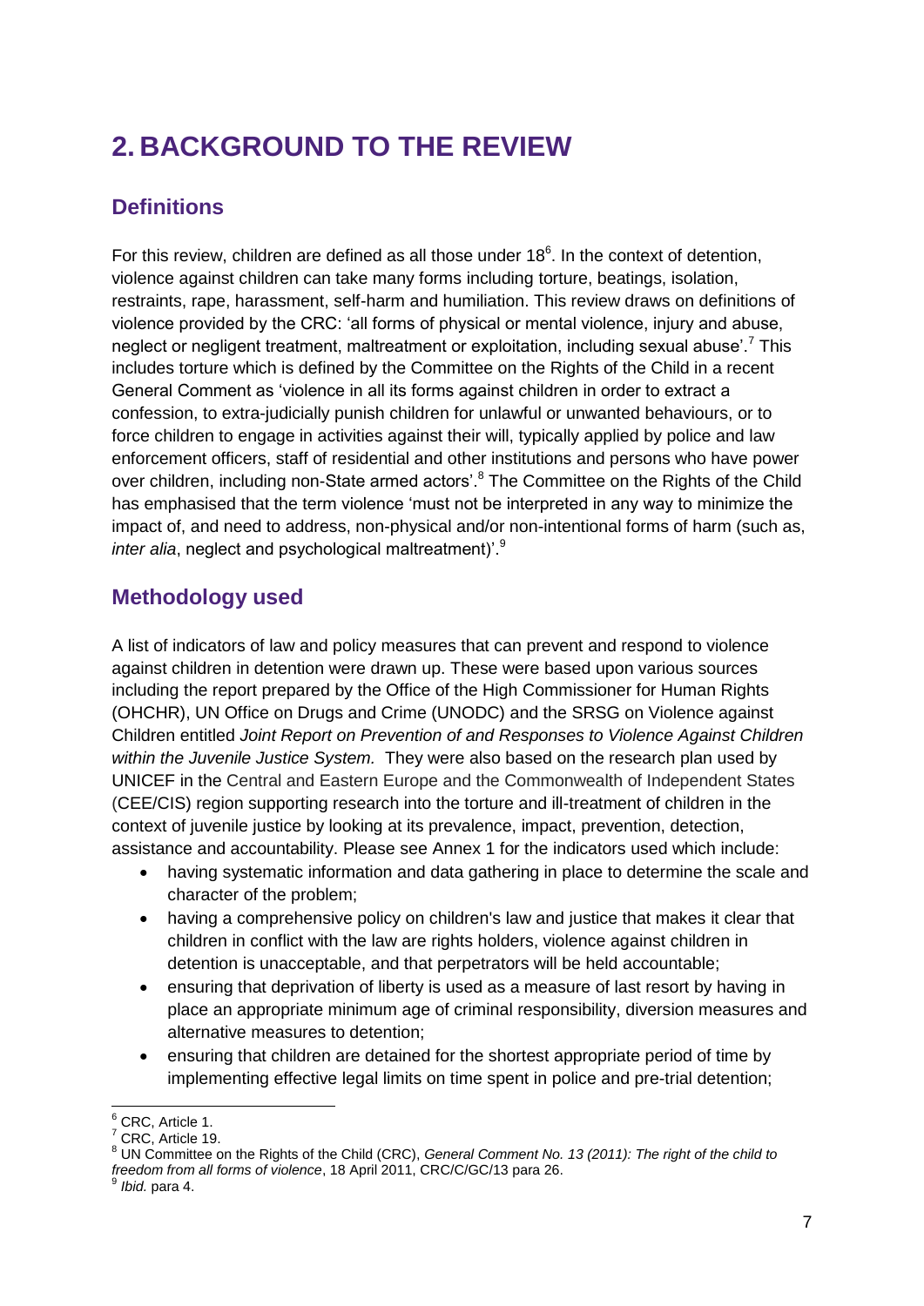# 2. BACKGROUND TO THE REVIEW

## Definitions

For this review, children are defined as all those under 18[6]. In the context of detention, violence against children can take many forms including torture, beatings, isolation, restraints, rape, harassment, self-harm and humiliation. This review draws on definitions of violence provided by the CRC: 'all forms of physical or mental violence, injury and abuse, neglect or negligent treatment, maltreatment or exploitation, including sexual abuse'.[7] This includes torture which is defined by the Committee on the Rights of the Child in a recent General Comment as 'violence in all its forms against children in order to extract a confession, to extra-judicially punish children for unlawful or unwanted behaviours, or to force children to engage in activities against their will, typically applied by police and law enforcement officers, staff of residential and other institutions and persons who have power over children, including non-State armed actors'.[8] The Committee on the Rights of the Child has emphasised that the term violence 'must not be interpreted in any way to minimize the impact of, and need to address, non-physical and/or non-intentional forms of harm (such as, *inter alia*, neglect and psychological maltreatment)'.[9]

## Methodology used

A list of indicators of law and policy measures that can prevent and respond to violence against children in detention were drawn up. These were based upon various sources including the report prepared by the Office of the High Commissioner for Human Rights (OHCHR), UN Office on Drugs and Crime (UNODC) and the SRSG on Violence against Children entitled *Joint Report on Prevention of and Responses to Violence Against Children within the Juvenile Justice System.* They were also based on the research plan used by UNICEF in the Central and Eastern Europe and the Commonwealth of Independent States (CEE/CIS) region supporting research into the torture and ill-treatment of children in the context of juvenile justice by looking at its prevalence, impact, prevention, detection, assistance and accountability. Please see Annex 1 for the indicators used which include:

- having systematic information and data gathering in place to determine the scale and character of the problem;
- having a comprehensive policy on children's law and justice that makes it clear that children in conflict with the law are rights holders, violence against children in detention is unacceptable, and that perpetrators will be held accountable;
- ensuring that deprivation of liberty is used as a measure of last resort by having in place an appropriate minimum age of criminal responsibility, diversion measures and alternative measures to detention;
- ensuring that children are detained for the shortest appropriate period of time by implementing effective legal limits on time spent in police and pre-trial detention;

---

[6] CRC, Article 1.
[7] CRC, Article 19.
[8] UN Committee on the Rights of the Child (CRC), *General Comment No. 13 (2011): The right of the child to freedom from all forms of violence*, 18 April 2011, CRC/C/GC/13 para 26.
[9] *Ibid.* para 4.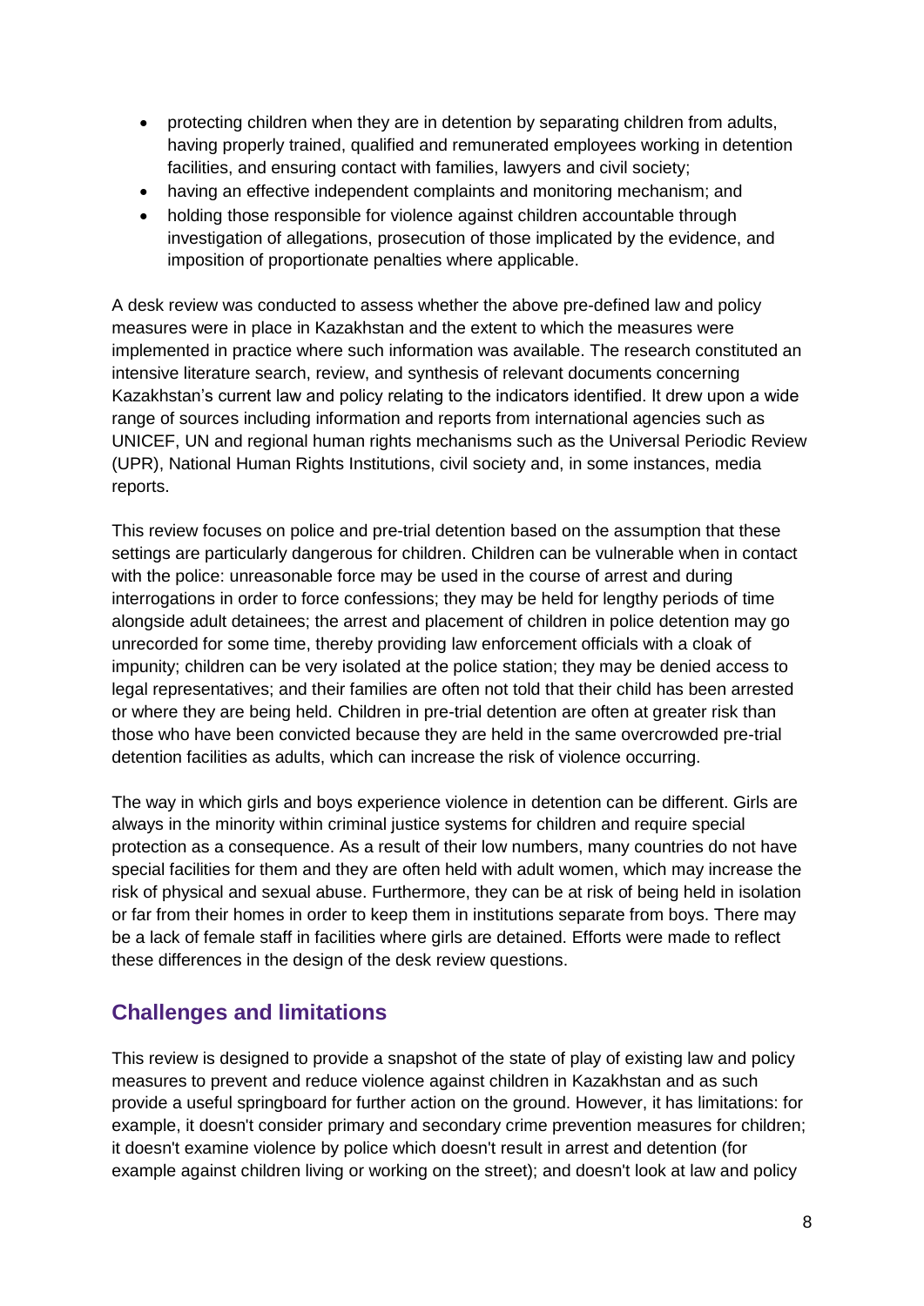- protecting children when they are in detention by separating children from adults, having properly trained, qualified and remunerated employees working in detention facilities, and ensuring contact with families, lawyers and civil society;
- having an effective independent complaints and monitoring mechanism; and
- holding those responsible for violence against children accountable through investigation of allegations, prosecution of those implicated by the evidence, and imposition of proportionate penalties where applicable.

A desk review was conducted to assess whether the above pre-defined law and policy measures were in place in Kazakhstan and the extent to which the measures were implemented in practice where such information was available. The research constituted an intensive literature search, review, and synthesis of relevant documents concerning Kazakhstan's current law and policy relating to the indicators identified. It drew upon a wide range of sources including information and reports from international agencies such as UNICEF, UN and regional human rights mechanisms such as the Universal Periodic Review (UPR), National Human Rights Institutions, civil society and, in some instances, media reports.

This review focuses on police and pre-trial detention based on the assumption that these settings are particularly dangerous for children. Children can be vulnerable when in contact with the police: unreasonable force may be used in the course of arrest and during interrogations in order to force confessions; they may be held for lengthy periods of time alongside adult detainees; the arrest and placement of children in police detention may go unrecorded for some time, thereby providing law enforcement officials with a cloak of impunity; children can be very isolated at the police station; they may be denied access to legal representatives; and their families are often not told that their child has been arrested or where they are being held. Children in pre-trial detention are often at greater risk than those who have been convicted because they are held in the same overcrowded pre-trial detention facilities as adults, which can increase the risk of violence occurring.

The way in which girls and boys experience violence in detention can be different. Girls are always in the minority within criminal justice systems for children and require special protection as a consequence. As a result of their low numbers, many countries do not have special facilities for them and they are often held with adult women, which may increase the risk of physical and sexual abuse. Furthermore, they can be at risk of being held in isolation or far from their homes in order to keep them in institutions separate from boys. There may be a lack of female staff in facilities where girls are detained. Efforts were made to reflect these differences in the design of the desk review questions.

## Challenges and limitations

This review is designed to provide a snapshot of the state of play of existing law and policy measures to prevent and reduce violence against children in Kazakhstan and as such provide a useful springboard for further action on the ground. However, it has limitations: for example, it doesn't consider primary and secondary crime prevention measures for children; it doesn't examine violence by police which doesn't result in arrest and detention (for example against children living or working on the street); and doesn't look at law and policy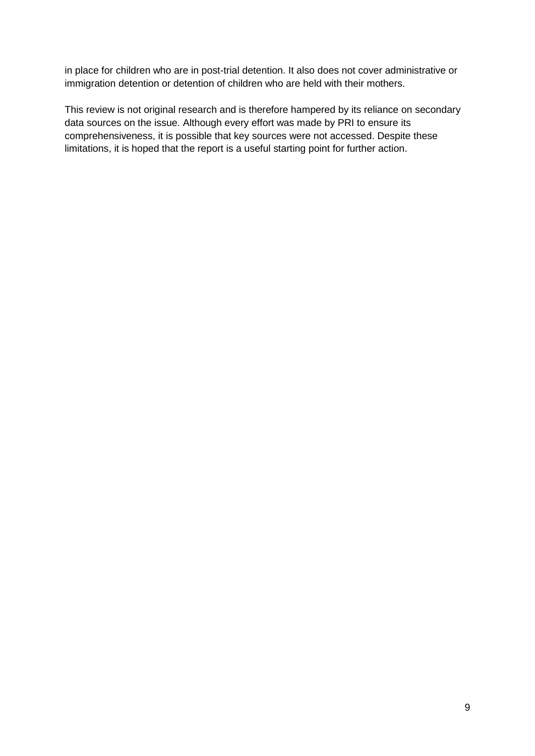in place for children who are in post-trial detention. It also does not cover administrative or immigration detention or detention of children who are held with their mothers.

This review is not original research and is therefore hampered by its reliance on secondary data sources on the issue. Although every effort was made by PRI to ensure its comprehensiveness, it is possible that key sources were not accessed. Despite these limitations, it is hoped that the report is a useful starting point for further action.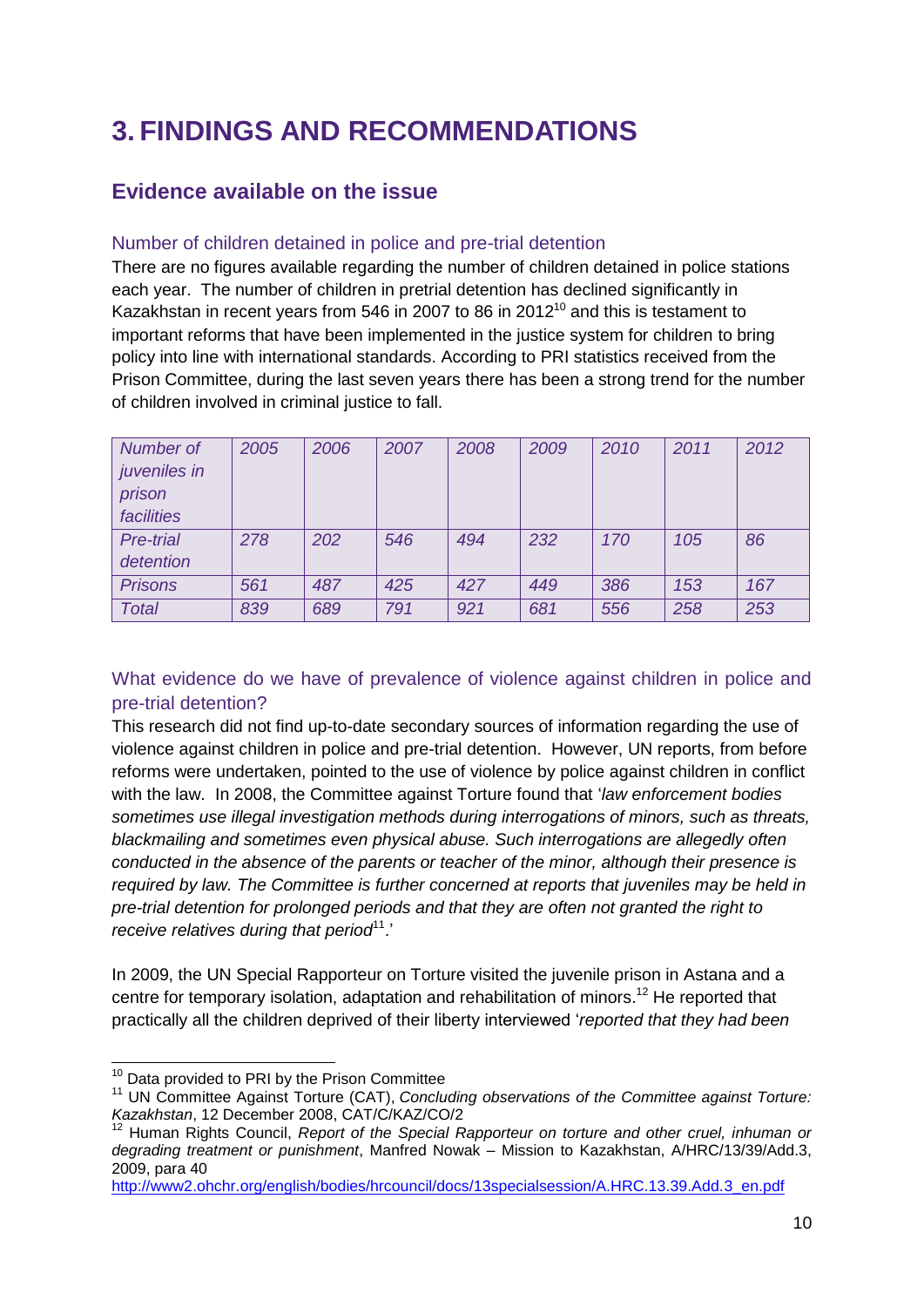# 3. FINDINGS AND RECOMMENDATIONS

## Evidence available on the issue

### Number of children detained in police and pre-trial detention

There are no figures available regarding the number of children detained in police stations each year. The number of children in pretrial detention has declined significantly in Kazakhstan in recent years from 546 in 2007 to 86 in 2012[10] and this is testament to important reforms that have been implemented in the justice system for children to bring policy into line with international standards. According to PRI statistics received from the Prison Committee, during the last seven years there has been a strong trend for the number of children involved in criminal justice to fall.

| *Number of juveniles in prison facilities* | *2005* | *2006* | *2007* | *2008* | *2009* | *2010* | *2011* | *2012* |
|---|---|---|---|---|---|---|---|---|
| *Pre-trial detention* | *278* | *202* | *546* | *494* | *232* | *170* | *105* | *86* |
| *Prisons* | *561* | *487* | *425* | *427* | *449* | *386* | *153* | *167* |
| *Total* | *839* | *689* | *791* | *921* | *681* | *556* | *258* | *253* |

### What evidence do we have of prevalence of violence against children in police and pre-trial detention?

This research did not find up-to-date secondary sources of information regarding the use of violence against children in police and pre-trial detention. However, UN reports, from before reforms were undertaken, pointed to the use of violence by police against children in conflict with the law. In 2008, the Committee against Torture found that '*law enforcement bodies sometimes use illegal investigation methods during interrogations of minors, such as threats, blackmailing and sometimes even physical abuse. Such interrogations are allegedly often conducted in the absence of the parents or teacher of the minor, although their presence is required by law. The Committee is further concerned at reports that juveniles may be held in pre-trial detention for prolonged periods and that they are often not granted the right to receive relatives during that period*[11].'

In 2009, the UN Special Rapporteur on Torture visited the juvenile prison in Astana and a centre for temporary isolation, adaptation and rehabilitation of minors.[12] He reported that practically all the children deprived of their liberty interviewed '*reported that they had been*

---

[10] Data provided to PRI by the Prison Committee

[11] UN Committee Against Torture (CAT), *Concluding observations of the Committee against Torture: Kazakhstan*, 12 December 2008, CAT/C/KAZ/CO/2

[12] Human Rights Council, *Report of the Special Rapporteur on torture and other cruel, inhuman or degrading treatment or punishment*, Manfred Nowak – Mission to Kazakhstan, A/HRC/13/39/Add.3, 2009, para 40
http://www2.ohchr.org/english/bodies/hrcouncil/docs/13specialsession/A.HRC.13.39.Add.3_en.pdf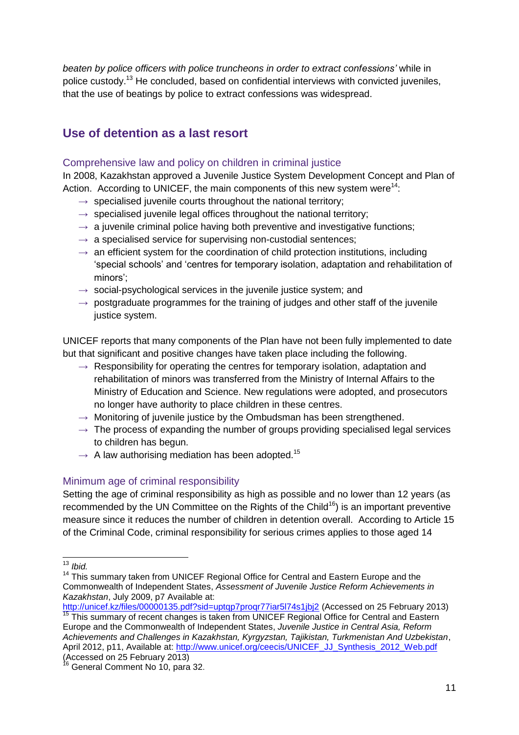*beaten by police officers with police truncheons in order to extract confessions'* while in police custody.[13] He concluded, based on confidential interviews with convicted juveniles, that the use of beatings by police to extract confessions was widespread.

## Use of detention as a last resort

### Comprehensive law and policy on children in criminal justice

In 2008, Kazakhstan approved a Juvenile Justice System Development Concept and Plan of Action. According to UNICEF, the main components of this new system were[14]:

- → specialised juvenile courts throughout the national territory;
- → specialised juvenile legal offices throughout the national territory;
- → a juvenile criminal police having both preventive and investigative functions;
- → a specialised service for supervising non-custodial sentences;
- → an efficient system for the coordination of child protection institutions, including 'special schools' and 'centres for temporary isolation, adaptation and rehabilitation of minors';
- → social-psychological services in the juvenile justice system; and
- → postgraduate programmes for the training of judges and other staff of the juvenile justice system.

UNICEF reports that many components of the Plan have not been fully implemented to date but that significant and positive changes have taken place including the following.

- → Responsibility for operating the centres for temporary isolation, adaptation and rehabilitation of minors was transferred from the Ministry of Internal Affairs to the Ministry of Education and Science. New regulations were adopted, and prosecutors no longer have authority to place children in these centres.
- → Monitoring of juvenile justice by the Ombudsman has been strengthened.
- → The process of expanding the number of groups providing specialised legal services to children has begun.
- → A law authorising mediation has been adopted.[15]

### Minimum age of criminal responsibility

Setting the age of criminal responsibility as high as possible and no lower than 12 years (as recommended by the UN Committee on the Rights of the Child[16]) is an important preventive measure since it reduces the number of children in detention overall. According to Article 15 of the Criminal Code, criminal responsibility for serious crimes applies to those aged 14

---

[13] *Ibid.*

[14] This summary taken from UNICEF Regional Office for Central and Eastern Europe and the Commonwealth of Independent States, *Assessment of Juvenile Justice Reform Achievements in Kazakhstan*, July 2009, p7 Available at: http://unicef.kz/files/00000135.pdf?sid=uptqp7proqr77iar5l74s1jbj2 (Accessed on 25 February 2013)

[15] This summary of recent changes is taken from UNICEF Regional Office for Central and Eastern Europe and the Commonwealth of Independent States, *Juvenile Justice in Central Asia, Reform Achievements and Challenges in Kazakhstan, Kyrgyzstan, Tajikistan, Turkmenistan And Uzbekistan*, April 2012, p11, Available at: http://www.unicef.org/ceecis/UNICEF_JJ_Synthesis_2012_Web.pdf (Accessed on 25 February 2013)

[16] General Comment No 10, para 32.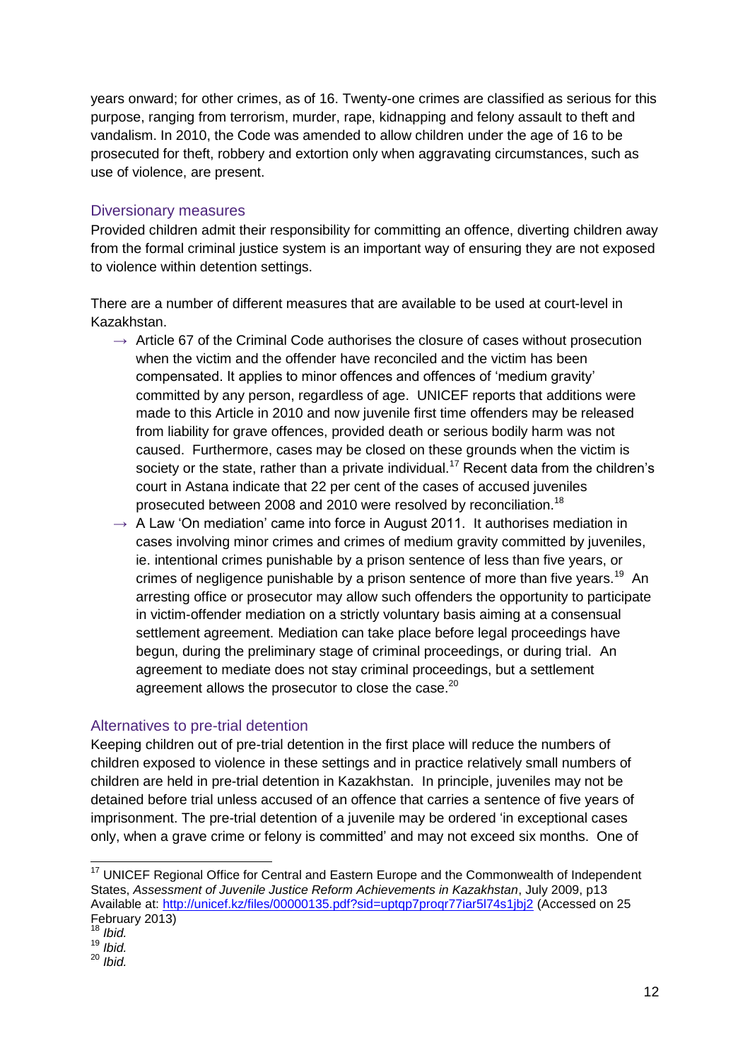years onward; for other crimes, as of 16. Twenty-one crimes are classified as serious for this purpose, ranging from terrorism, murder, rape, kidnapping and felony assault to theft and vandalism. In 2010, the Code was amended to allow children under the age of 16 to be prosecuted for theft, robbery and extortion only when aggravating circumstances, such as use of violence, are present.

## Diversionary measures

Provided children admit their responsibility for committing an offence, diverting children away from the formal criminal justice system is an important way of ensuring they are not exposed to violence within detention settings.

There are a number of different measures that are available to be used at court-level in Kazakhstan.

- → Article 67 of the Criminal Code authorises the closure of cases without prosecution when the victim and the offender have reconciled and the victim has been compensated. It applies to minor offences and offences of 'medium gravity' committed by any person, regardless of age. UNICEF reports that additions were made to this Article in 2010 and now juvenile first time offenders may be released from liability for grave offences, provided death or serious bodily harm was not caused. Furthermore, cases may be closed on these grounds when the victim is society or the state, rather than a private individual.[17] Recent data from the children's court in Astana indicate that 22 per cent of the cases of accused juveniles prosecuted between 2008 and 2010 were resolved by reconciliation.[18]
- → A Law 'On mediation' came into force in August 2011. It authorises mediation in cases involving minor crimes and crimes of medium gravity committed by juveniles, ie. intentional crimes punishable by a prison sentence of less than five years, or crimes of negligence punishable by a prison sentence of more than five years.[19] An arresting office or prosecutor may allow such offenders the opportunity to participate in victim-offender mediation on a strictly voluntary basis aiming at a consensual settlement agreement. Mediation can take place before legal proceedings have begun, during the preliminary stage of criminal proceedings, or during trial. An agreement to mediate does not stay criminal proceedings, but a settlement agreement allows the prosecutor to close the case.[20]

## Alternatives to pre-trial detention

Keeping children out of pre-trial detention in the first place will reduce the numbers of children exposed to violence in these settings and in practice relatively small numbers of children are held in pre-trial detention in Kazakhstan. In principle, juveniles may not be detained before trial unless accused of an offence that carries a sentence of five years of imprisonment. The pre-trial detention of a juvenile may be ordered 'in exceptional cases only, when a grave crime or felony is committed' and may not exceed six months. One of

---

[17] UNICEF Regional Office for Central and Eastern Europe and the Commonwealth of Independent States, *Assessment of Juvenile Justice Reform Achievements in Kazakhstan*, July 2009, p13 Available at: http://unicef.kz/files/00000135.pdf?sid=uptqp7proqr77iar5l74s1jbj2 (Accessed on 25 February 2013)

[18] *Ibid.*

[19] *Ibid.*

[20] *Ibid.*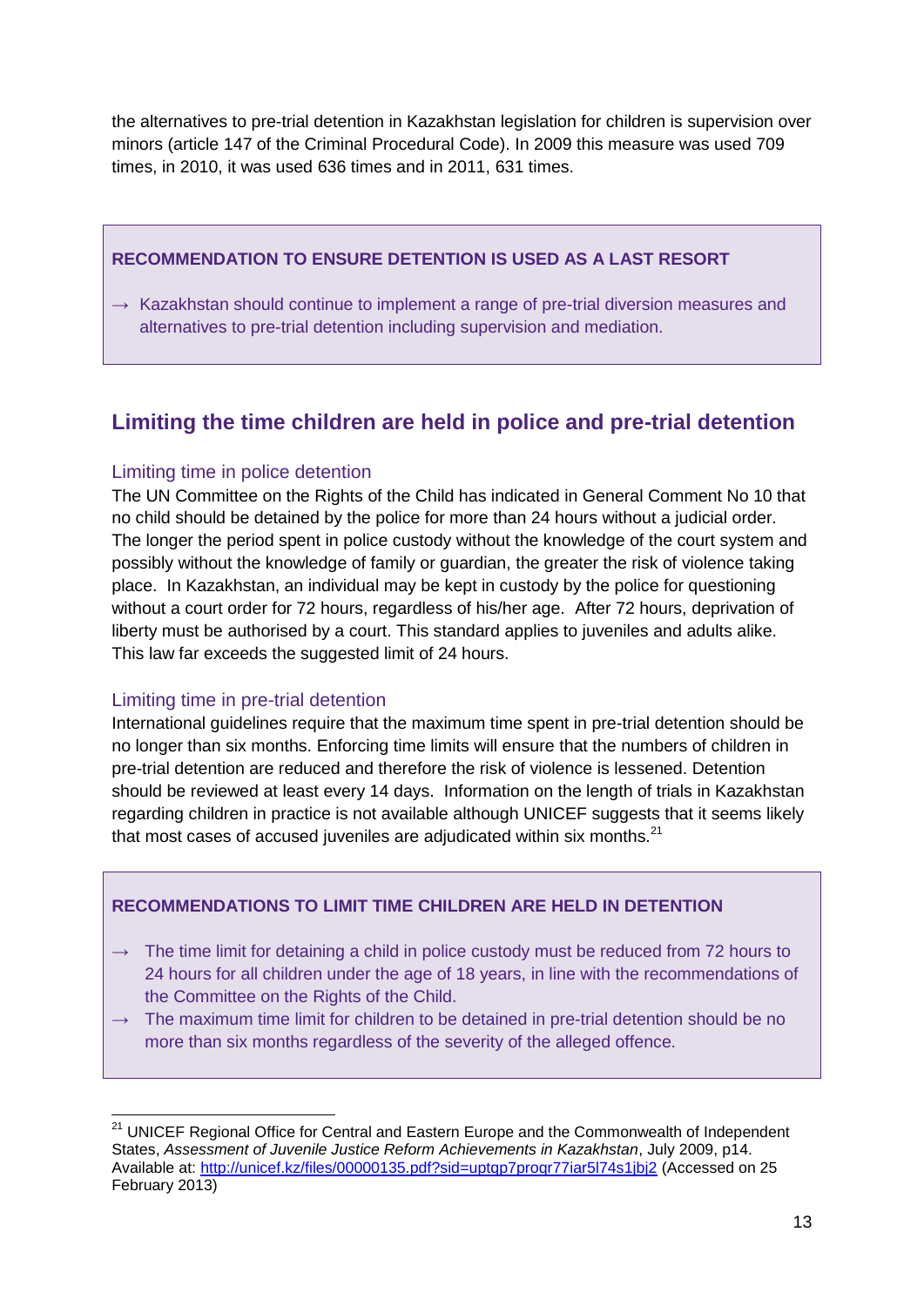the alternatives to pre-trial detention in Kazakhstan legislation for children is supervision over minors (article 147 of the Criminal Procedural Code). In 2009 this measure was used 709 times, in 2010, it was used 636 times and in 2011, 631 times.

**RECOMMENDATION TO ENSURE DETENTION IS USED AS A LAST RESORT**

→ Kazakhstan should continue to implement a range of pre-trial diversion measures and alternatives to pre-trial detention including supervision and mediation.

## Limiting the time children are held in police and pre-trial detention

### Limiting time in police detention

The UN Committee on the Rights of the Child has indicated in General Comment No 10 that no child should be detained by the police for more than 24 hours without a judicial order. The longer the period spent in police custody without the knowledge of the court system and possibly without the knowledge of family or guardian, the greater the risk of violence taking place. In Kazakhstan, an individual may be kept in custody by the police for questioning without a court order for 72 hours, regardless of his/her age. After 72 hours, deprivation of liberty must be authorised by a court. This standard applies to juveniles and adults alike. This law far exceeds the suggested limit of 24 hours.

### Limiting time in pre-trial detention

International guidelines require that the maximum time spent in pre-trial detention should be no longer than six months. Enforcing time limits will ensure that the numbers of children in pre-trial detention are reduced and therefore the risk of violence is lessened. Detention should be reviewed at least every 14 days. Information on the length of trials in Kazakhstan regarding children in practice is not available although UNICEF suggests that it seems likely that most cases of accused juveniles are adjudicated within six months.[21]

**RECOMMENDATIONS TO LIMIT TIME CHILDREN ARE HELD IN DETENTION**

→ The time limit for detaining a child in police custody must be reduced from 72 hours to 24 hours for all children under the age of 18 years, in line with the recommendations of the Committee on the Rights of the Child.

→ The maximum time limit for children to be detained in pre-trial detention should be no more than six months regardless of the severity of the alleged offence.

---

[21] UNICEF Regional Office for Central and Eastern Europe and the Commonwealth of Independent States, *Assessment of Juvenile Justice Reform Achievements in Kazakhstan*, July 2009, p14. Available at: http://unicef.kz/files/00000135.pdf?sid=uptqp7proqr77iar5l74s1jbj2 (Accessed on 25 February 2013)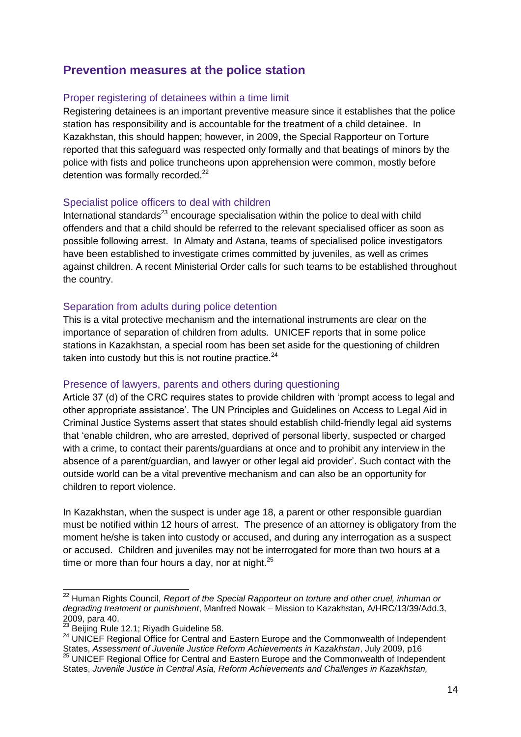## Prevention measures at the police station

### Proper registering of detainees within a time limit

Registering detainees is an important preventive measure since it establishes that the police station has responsibility and is accountable for the treatment of a child detainee. In Kazakhstan, this should happen; however, in 2009, the Special Rapporteur on Torture reported that this safeguard was respected only formally and that beatings of minors by the police with fists and police truncheons upon apprehension were common, mostly before detention was formally recorded.[22]

### Specialist police officers to deal with children

International standards[23] encourage specialisation within the police to deal with child offenders and that a child should be referred to the relevant specialised officer as soon as possible following arrest. In Almaty and Astana, teams of specialised police investigators have been established to investigate crimes committed by juveniles, as well as crimes against children. A recent Ministerial Order calls for such teams to be established throughout the country.

### Separation from adults during police detention

This is a vital protective mechanism and the international instruments are clear on the importance of separation of children from adults. UNICEF reports that in some police stations in Kazakhstan, a special room has been set aside for the questioning of children taken into custody but this is not routine practice.[24]

### Presence of lawyers, parents and others during questioning

Article 37 (d) of the CRC requires states to provide children with 'prompt access to legal and other appropriate assistance'. The UN Principles and Guidelines on Access to Legal Aid in Criminal Justice Systems assert that states should establish child-friendly legal aid systems that 'enable children, who are arrested, deprived of personal liberty, suspected or charged with a crime, to contact their parents/guardians at once and to prohibit any interview in the absence of a parent/guardian, and lawyer or other legal aid provider'. Such contact with the outside world can be a vital preventive mechanism and can also be an opportunity for children to report violence.

In Kazakhstan, when the suspect is under age 18, a parent or other responsible guardian must be notified within 12 hours of arrest. The presence of an attorney is obligatory from the moment he/she is taken into custody or accused, and during any interrogation as a suspect or accused. Children and juveniles may not be interrogated for more than two hours at a time or more than four hours a day, nor at night.[25]

---

[22] Human Rights Council, *Report of the Special Rapporteur on torture and other cruel, inhuman or degrading treatment or punishment*, Manfred Nowak – Mission to Kazakhstan, A/HRC/13/39/Add.3, 2009, para 40.

[23] Beijing Rule 12.1; Riyadh Guideline 58.

[24] UNICEF Regional Office for Central and Eastern Europe and the Commonwealth of Independent States, *Assessment of Juvenile Justice Reform Achievements in Kazakhstan*, July 2009, p16

[25] UNICEF Regional Office for Central and Eastern Europe and the Commonwealth of Independent States, *Juvenile Justice in Central Asia, Reform Achievements and Challenges in Kazakhstan,*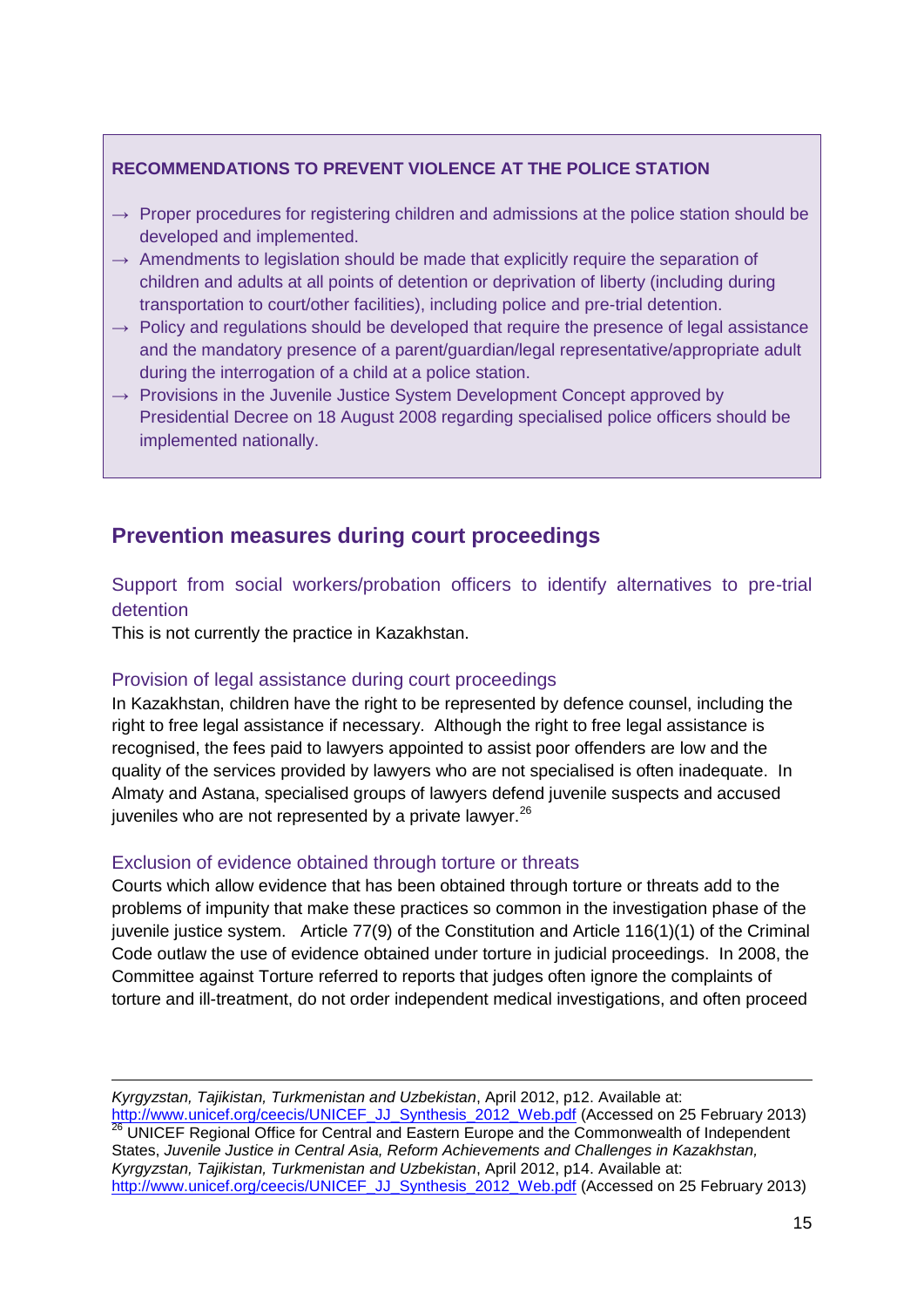**RECOMMENDATIONS TO PREVENT VIOLENCE AT THE POLICE STATION**

- → Proper procedures for registering children and admissions at the police station should be developed and implemented.
- → Amendments to legislation should be made that explicitly require the separation of children and adults at all points of detention or deprivation of liberty (including during transportation to court/other facilities), including police and pre-trial detention.
- → Policy and regulations should be developed that require the presence of legal assistance and the mandatory presence of a parent/guardian/legal representative/appropriate adult during the interrogation of a child at a police station.
- → Provisions in the Juvenile Justice System Development Concept approved by Presidential Decree on 18 August 2008 regarding specialised police officers should be implemented nationally.

## Prevention measures during court proceedings

### Support from social workers/probation officers to identify alternatives to pre-trial detention

This is not currently the practice in Kazakhstan.

### Provision of legal assistance during court proceedings

In Kazakhstan, children have the right to be represented by defence counsel, including the right to free legal assistance if necessary. Although the right to free legal assistance is recognised, the fees paid to lawyers appointed to assist poor offenders are low and the quality of the services provided by lawyers who are not specialised is often inadequate. In Almaty and Astana, specialised groups of lawyers defend juvenile suspects and accused juveniles who are not represented by a private lawyer.[26]

### Exclusion of evidence obtained through torture or threats

Courts which allow evidence that has been obtained through torture or threats add to the problems of impunity that make these practices so common in the investigation phase of the juvenile justice system. Article 77(9) of the Constitution and Article 116(1)(1) of the Criminal Code outlaw the use of evidence obtained under torture in judicial proceedings. In 2008, the Committee against Torture referred to reports that judges often ignore the complaints of torture and ill-treatment, do not order independent medical investigations, and often proceed

---

*Kyrgyzstan, Tajikistan, Turkmenistan and Uzbekistan*, April 2012, p12. Available at: http://www.unicef.org/ceecis/UNICEF_JJ_Synthesis_2012_Web.pdf (Accessed on 25 February 2013)

[26] UNICEF Regional Office for Central and Eastern Europe and the Commonwealth of Independent States, *Juvenile Justice in Central Asia, Reform Achievements and Challenges in Kazakhstan, Kyrgyzstan, Tajikistan, Turkmenistan and Uzbekistan*, April 2012, p14. Available at: http://www.unicef.org/ceecis/UNICEF_JJ_Synthesis_2012_Web.pdf (Accessed on 25 February 2013)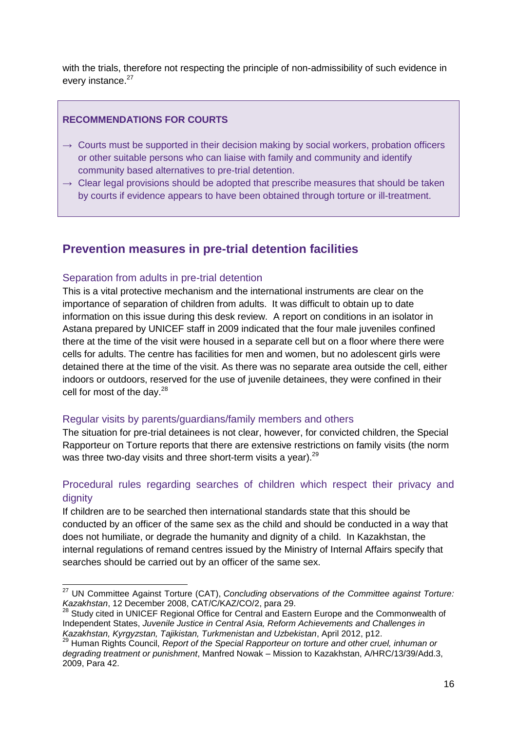with the trials, therefore not respecting the principle of non-admissibility of such evidence in every instance.[27]

> **RECOMMENDATIONS FOR COURTS**
>
> → Courts must be supported in their decision making by social workers, probation officers or other suitable persons who can liaise with family and community and identify community based alternatives to pre-trial detention.
> → Clear legal provisions should be adopted that prescribe measures that should be taken by courts if evidence appears to have been obtained through torture or ill-treatment.

## Prevention measures in pre-trial detention facilities

### Separation from adults in pre-trial detention

This is a vital protective mechanism and the international instruments are clear on the importance of separation of children from adults. It was difficult to obtain up to date information on this issue during this desk review. A report on conditions in an isolator in Astana prepared by UNICEF staff in 2009 indicated that the four male juveniles confined there at the time of the visit were housed in a separate cell but on a floor where there were cells for adults. The centre has facilities for men and women, but no adolescent girls were detained there at the time of the visit. As there was no separate area outside the cell, either indoors or outdoors, reserved for the use of juvenile detainees, they were confined in their cell for most of the day.[28]

### Regular visits by parents/guardians/family members and others

The situation for pre-trial detainees is not clear, however, for convicted children, the Special Rapporteur on Torture reports that there are extensive restrictions on family visits (the norm was three two-day visits and three short-term visits a year).[29]

### Procedural rules regarding searches of children which respect their privacy and dignity

If children are to be searched then international standards state that this should be conducted by an officer of the same sex as the child and should be conducted in a way that does not humiliate, or degrade the humanity and dignity of a child. In Kazakhstan, the internal regulations of remand centres issued by the Ministry of Internal Affairs specify that searches should be carried out by an officer of the same sex.

---

[27] UN Committee Against Torture (CAT), *Concluding observations of the Committee against Torture: Kazakhstan*, 12 December 2008, CAT/C/KAZ/CO/2, para 29.

[28] Study cited in UNICEF Regional Office for Central and Eastern Europe and the Commonwealth of Independent States, *Juvenile Justice in Central Asia, Reform Achievements and Challenges in Kazakhstan, Kyrgyzstan, Tajikistan, Turkmenistan and Uzbekistan*, April 2012, p12.

[29] Human Rights Council, *Report of the Special Rapporteur on torture and other cruel, inhuman or degrading treatment or punishment*, Manfred Nowak – Mission to Kazakhstan, A/HRC/13/39/Add.3, 2009, Para 42.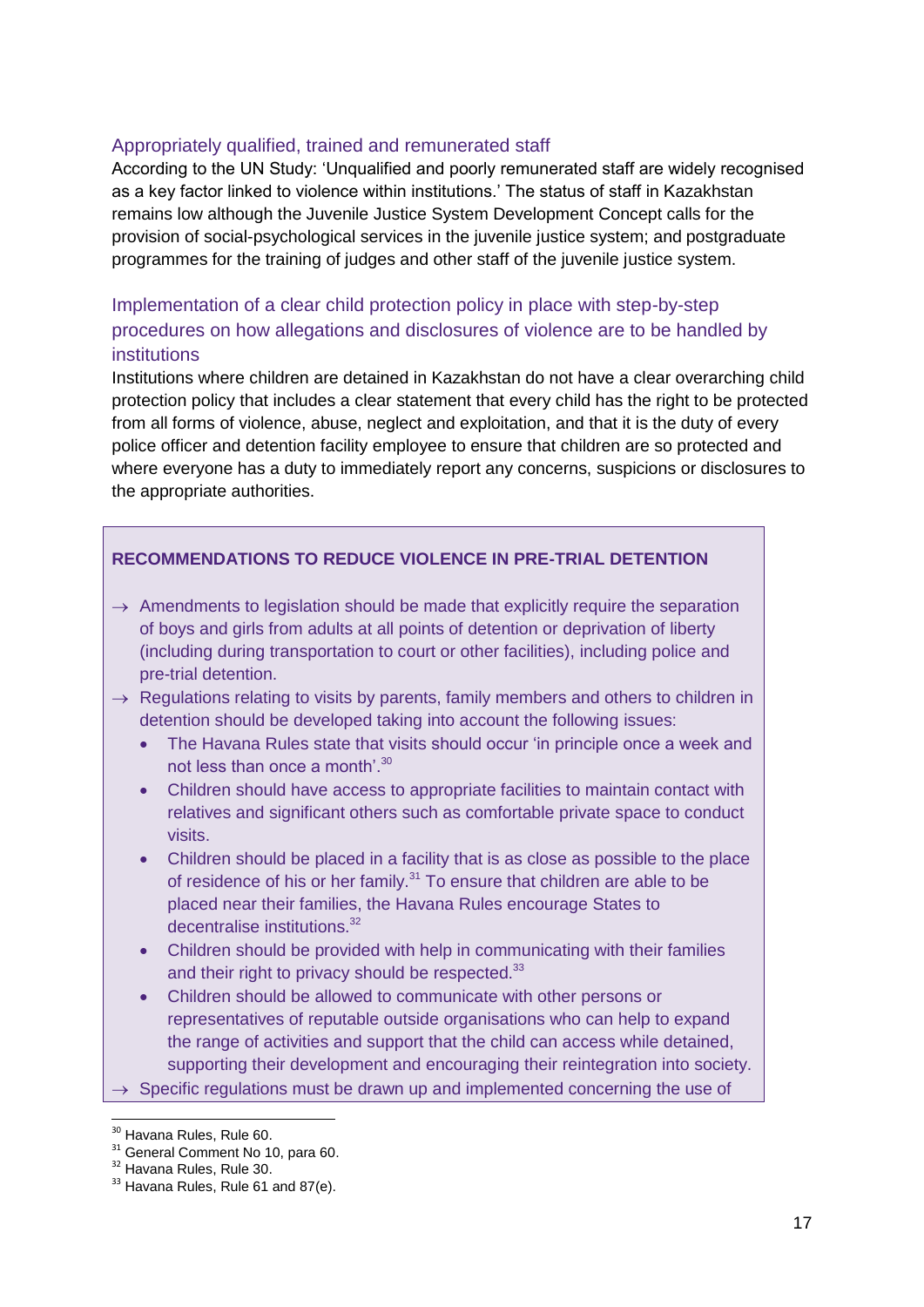### Appropriately qualified, trained and remunerated staff

According to the UN Study: 'Unqualified and poorly remunerated staff are widely recognised as a key factor linked to violence within institutions.' The status of staff in Kazakhstan remains low although the Juvenile Justice System Development Concept calls for the provision of social-psychological services in the juvenile justice system; and postgraduate programmes for the training of judges and other staff of the juvenile justice system.

### Implementation of a clear child protection policy in place with step-by-step procedures on how allegations and disclosures of violence are to be handled by institutions

Institutions where children are detained in Kazakhstan do not have a clear overarching child protection policy that includes a clear statement that every child has the right to be protected from all forms of violence, abuse, neglect and exploitation, and that it is the duty of every police officer and detention facility employee to ensure that children are so protected and where everyone has a duty to immediately report any concerns, suspicions or disclosures to the appropriate authorities.

**RECOMMENDATIONS TO REDUCE VIOLENCE IN PRE-TRIAL DETENTION**

→ Amendments to legislation should be made that explicitly require the separation of boys and girls from adults at all points of detention or deprivation of liberty (including during transportation to court or other facilities), including police and pre-trial detention.

→ Regulations relating to visits by parents, family members and others to children in detention should be developed taking into account the following issues:

- The Havana Rules state that visits should occur 'in principle once a week and not less than once a month'.[30]
- Children should have access to appropriate facilities to maintain contact with relatives and significant others such as comfortable private space to conduct visits.
- Children should be placed in a facility that is as close as possible to the place of residence of his or her family.[31] To ensure that children are able to be placed near their families, the Havana Rules encourage States to decentralise institutions.[32]
- Children should be provided with help in communicating with their families and their right to privacy should be respected.[33]
- Children should be allowed to communicate with other persons or representatives of reputable outside organisations who can help to expand the range of activities and support that the child can access while detained, supporting their development and encouraging their reintegration into society.

→ Specific regulations must be drawn up and implemented concerning the use of

---

[30] Havana Rules, Rule 60.

[31] General Comment No 10, para 60.

[32] Havana Rules, Rule 30.

[33] Havana Rules, Rule 61 and 87(e).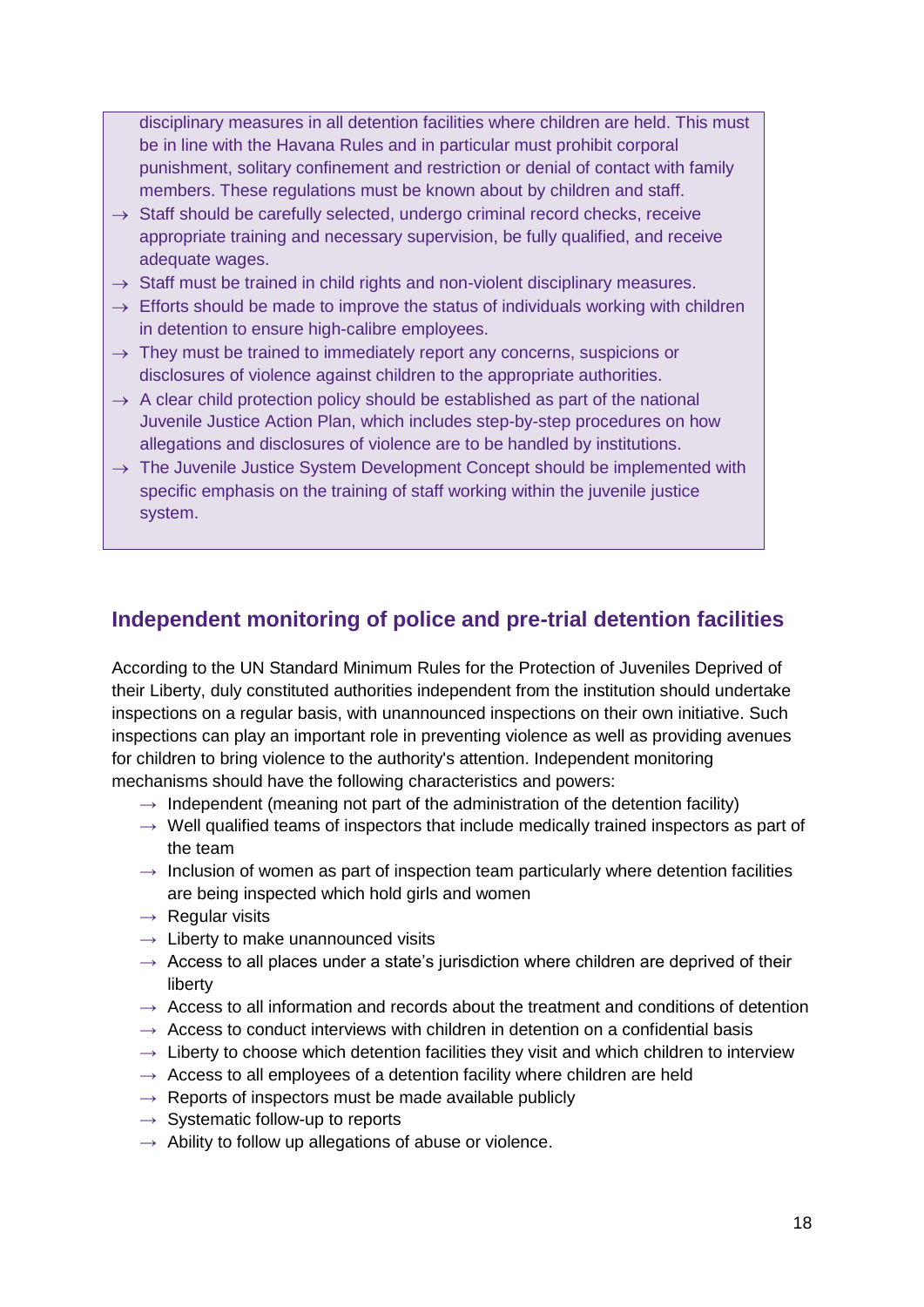disciplinary measures in all detention facilities where children are held. This must be in line with the Havana Rules and in particular must prohibit corporal punishment, solitary confinement and restriction or denial of contact with family members. These regulations must be known about by children and staff.

- → Staff should be carefully selected, undergo criminal record checks, receive appropriate training and necessary supervision, be fully qualified, and receive adequate wages.
- → Staff must be trained in child rights and non-violent disciplinary measures.
- → Efforts should be made to improve the status of individuals working with children in detention to ensure high-calibre employees.
- → They must be trained to immediately report any concerns, suspicions or disclosures of violence against children to the appropriate authorities.
- → A clear child protection policy should be established as part of the national Juvenile Justice Action Plan, which includes step-by-step procedures on how allegations and disclosures of violence are to be handled by institutions.
- → The Juvenile Justice System Development Concept should be implemented with specific emphasis on the training of staff working within the juvenile justice system.

## Independent monitoring of police and pre-trial detention facilities

According to the UN Standard Minimum Rules for the Protection of Juveniles Deprived of their Liberty, duly constituted authorities independent from the institution should undertake inspections on a regular basis, with unannounced inspections on their own initiative. Such inspections can play an important role in preventing violence as well as providing avenues for children to bring violence to the authority's attention. Independent monitoring mechanisms should have the following characteristics and powers:

- → Independent (meaning not part of the administration of the detention facility)
- → Well qualified teams of inspectors that include medically trained inspectors as part of the team
- → Inclusion of women as part of inspection team particularly where detention facilities are being inspected which hold girls and women
- → Regular visits
- → Liberty to make unannounced visits
- → Access to all places under a state's jurisdiction where children are deprived of their liberty
- → Access to all information and records about the treatment and conditions of detention
- → Access to conduct interviews with children in detention on a confidential basis
- → Liberty to choose which detention facilities they visit and which children to interview
- → Access to all employees of a detention facility where children are held
- → Reports of inspectors must be made available publicly
- → Systematic follow-up to reports
- → Ability to follow up allegations of abuse or violence.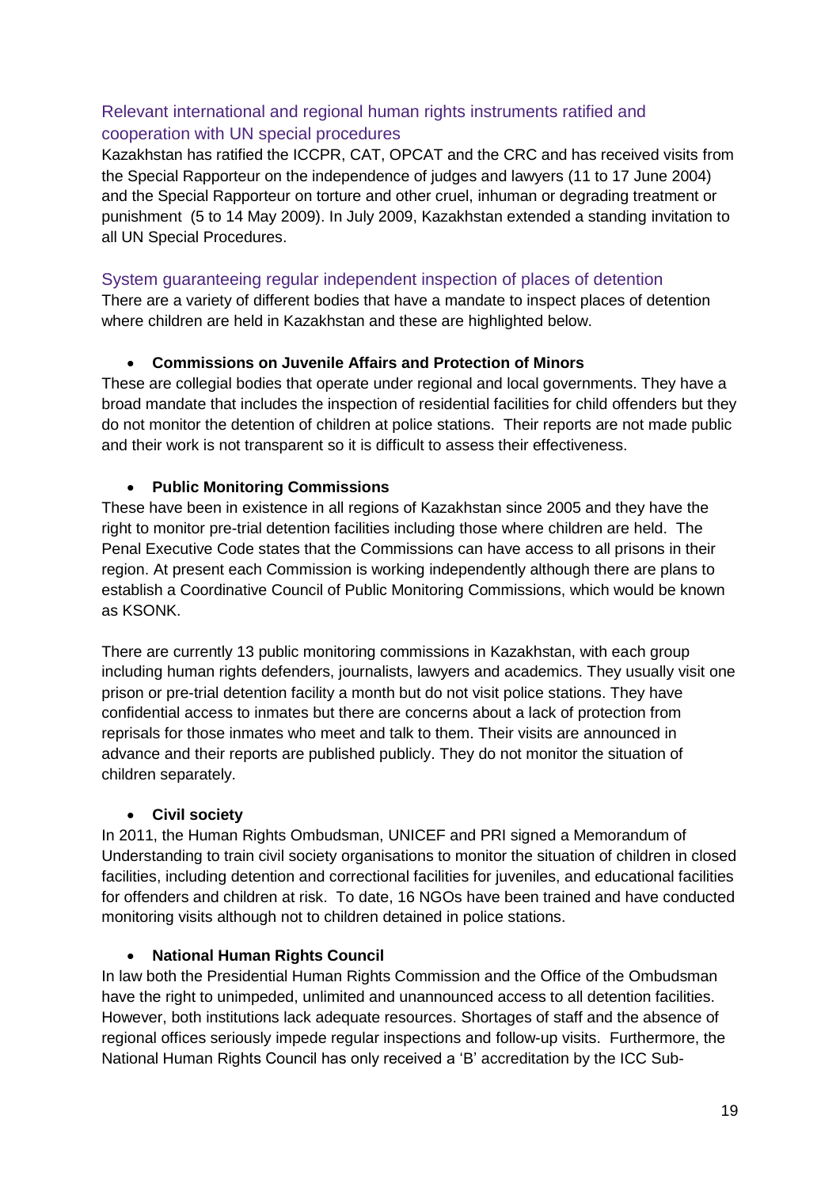## Relevant international and regional human rights instruments ratified and cooperation with UN special procedures

Kazakhstan has ratified the ICCPR, CAT, OPCAT and the CRC and has received visits from the Special Rapporteur on the independence of judges and lawyers (11 to 17 June 2004) and the Special Rapporteur on torture and other cruel, inhuman or degrading treatment or punishment (5 to 14 May 2009). In July 2009, Kazakhstan extended a standing invitation to all UN Special Procedures.

## System guaranteeing regular independent inspection of places of detention

There are a variety of different bodies that have a mandate to inspect places of detention where children are held in Kazakhstan and these are highlighted below.

- **Commissions on Juvenile Affairs and Protection of Minors**

These are collegial bodies that operate under regional and local governments. They have a broad mandate that includes the inspection of residential facilities for child offenders but they do not monitor the detention of children at police stations. Their reports are not made public and their work is not transparent so it is difficult to assess their effectiveness.

- **Public Monitoring Commissions**

These have been in existence in all regions of Kazakhstan since 2005 and they have the right to monitor pre-trial detention facilities including those where children are held. The Penal Executive Code states that the Commissions can have access to all prisons in their region. At present each Commission is working independently although there are plans to establish a Coordinative Council of Public Monitoring Commissions, which would be known as KSONK.

There are currently 13 public monitoring commissions in Kazakhstan, with each group including human rights defenders, journalists, lawyers and academics. They usually visit one prison or pre-trial detention facility a month but do not visit police stations. They have confidential access to inmates but there are concerns about a lack of protection from reprisals for those inmates who meet and talk to them. Their visits are announced in advance and their reports are published publicly. They do not monitor the situation of children separately.

- **Civil society**

In 2011, the Human Rights Ombudsman, UNICEF and PRI signed a Memorandum of Understanding to train civil society organisations to monitor the situation of children in closed facilities, including detention and correctional facilities for juveniles, and educational facilities for offenders and children at risk. To date, 16 NGOs have been trained and have conducted monitoring visits although not to children detained in police stations.

- **National Human Rights Council**

In law both the Presidential Human Rights Commission and the Office of the Ombudsman have the right to unimpeded, unlimited and unannounced access to all detention facilities. However, both institutions lack adequate resources. Shortages of staff and the absence of regional offices seriously impede regular inspections and follow-up visits. Furthermore, the National Human Rights Council has only received a 'B' accreditation by the ICC Sub-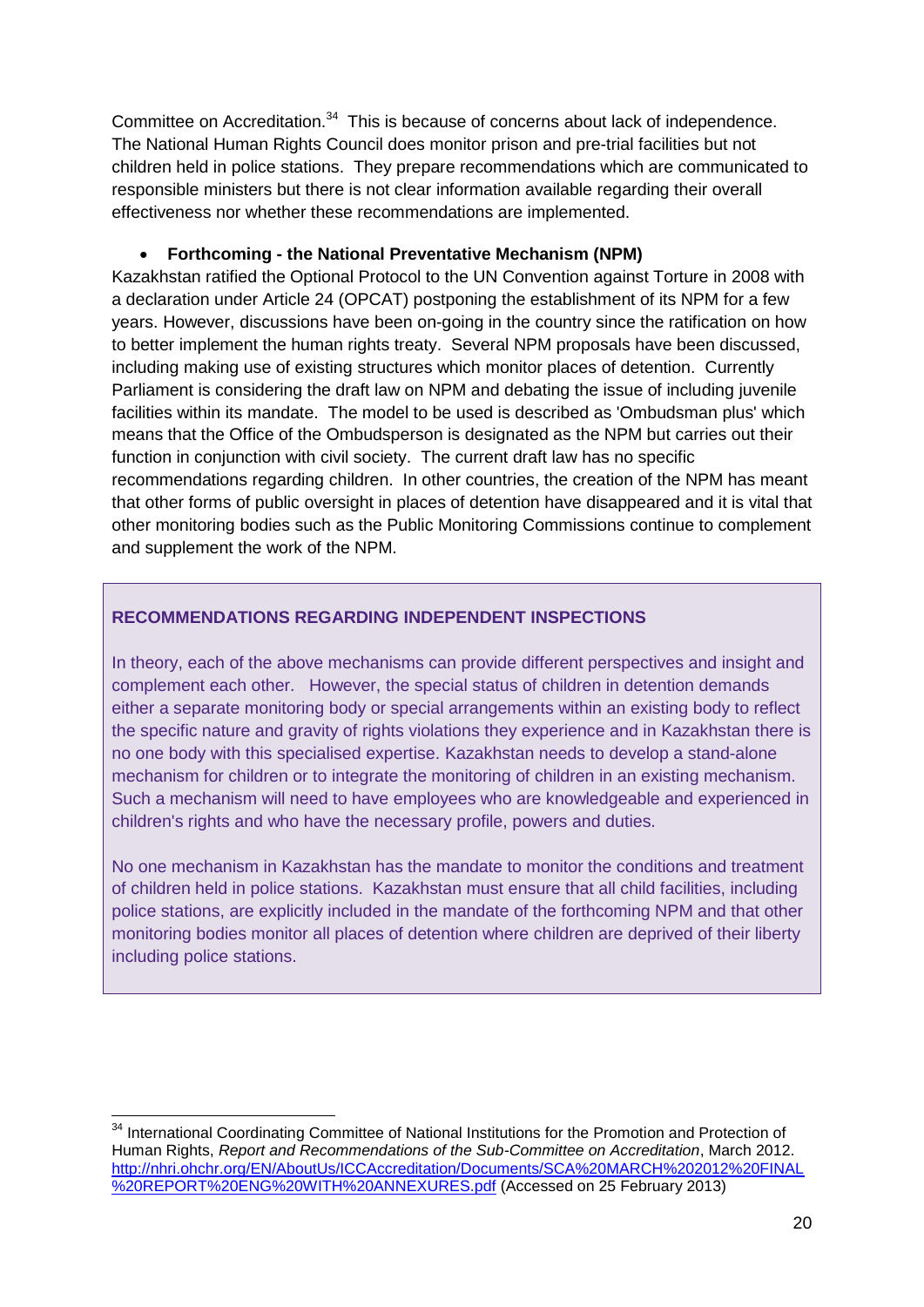Committee on Accreditation.[34] This is because of concerns about lack of independence. The National Human Rights Council does monitor prison and pre-trial facilities but not children held in police stations. They prepare recommendations which are communicated to responsible ministers but there is not clear information available regarding their overall effectiveness nor whether these recommendations are implemented.

- **Forthcoming - the National Preventative Mechanism (NPM)**

Kazakhstan ratified the Optional Protocol to the UN Convention against Torture in 2008 with a declaration under Article 24 (OPCAT) postponing the establishment of its NPM for a few years. However, discussions have been on-going in the country since the ratification on how to better implement the human rights treaty. Several NPM proposals have been discussed, including making use of existing structures which monitor places of detention. Currently Parliament is considering the draft law on NPM and debating the issue of including juvenile facilities within its mandate. The model to be used is described as 'Ombudsman plus' which means that the Office of the Ombudsperson is designated as the NPM but carries out their function in conjunction with civil society. The current draft law has no specific recommendations regarding children. In other countries, the creation of the NPM has meant that other forms of public oversight in places of detention have disappeared and it is vital that other monitoring bodies such as the Public Monitoring Commissions continue to complement and supplement the work of the NPM.

**RECOMMENDATIONS REGARDING INDEPENDENT INSPECTIONS**

In theory, each of the above mechanisms can provide different perspectives and insight and complement each other. However, the special status of children in detention demands either a separate monitoring body or special arrangements within an existing body to reflect the specific nature and gravity of rights violations they experience and in Kazakhstan there is no one body with this specialised expertise. Kazakhstan needs to develop a stand-alone mechanism for children or to integrate the monitoring of children in an existing mechanism. Such a mechanism will need to have employees who are knowledgeable and experienced in children's rights and who have the necessary profile, powers and duties.

No one mechanism in Kazakhstan has the mandate to monitor the conditions and treatment of children held in police stations. Kazakhstan must ensure that all child facilities, including police stations, are explicitly included in the mandate of the forthcoming NPM and that other monitoring bodies monitor all places of detention where children are deprived of their liberty including police stations.

---

[34] International Coordinating Committee of National Institutions for the Promotion and Protection of Human Rights, *Report and Recommendations of the Sub-Committee on Accreditation*, March 2012. http://nhri.ohchr.org/EN/AboutUs/ICCAccreditation/Documents/SCA%20MARCH%202012%20FINAL%20REPORT%20ENG%20WITH%20ANNEXURES.pdf (Accessed on 25 February 2013)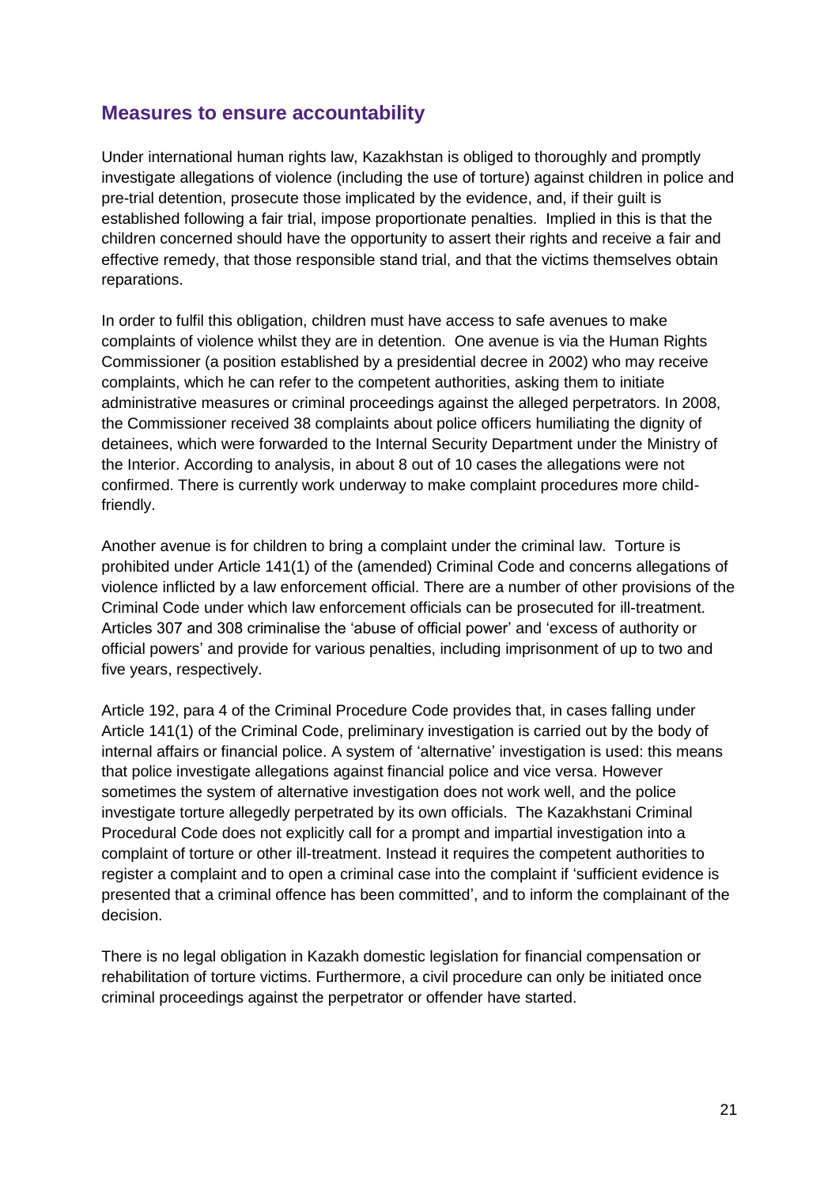## Measures to ensure accountability

Under international human rights law, Kazakhstan is obliged to thoroughly and promptly investigate allegations of violence (including the use of torture) against children in police and pre-trial detention, prosecute those implicated by the evidence, and, if their guilt is established following a fair trial, impose proportionate penalties. Implied in this is that the children concerned should have the opportunity to assert their rights and receive a fair and effective remedy, that those responsible stand trial, and that the victims themselves obtain reparations.

In order to fulfil this obligation, children must have access to safe avenues to make complaints of violence whilst they are in detention. One avenue is via the Human Rights Commissioner (a position established by a presidential decree in 2002) who may receive complaints, which he can refer to the competent authorities, asking them to initiate administrative measures or criminal proceedings against the alleged perpetrators. In 2008, the Commissioner received 38 complaints about police officers humiliating the dignity of detainees, which were forwarded to the Internal Security Department under the Ministry of the Interior. According to analysis, in about 8 out of 10 cases the allegations were not confirmed. There is currently work underway to make complaint procedures more child-friendly.

Another avenue is for children to bring a complaint under the criminal law. Torture is prohibited under Article 141(1) of the (amended) Criminal Code and concerns allegations of violence inflicted by a law enforcement official. There are a number of other provisions of the Criminal Code under which law enforcement officials can be prosecuted for ill-treatment. Articles 307 and 308 criminalise the 'abuse of official power' and 'excess of authority or official powers' and provide for various penalties, including imprisonment of up to two and five years, respectively.

Article 192, para 4 of the Criminal Procedure Code provides that, in cases falling under Article 141(1) of the Criminal Code, preliminary investigation is carried out by the body of internal affairs or financial police. A system of 'alternative' investigation is used: this means that police investigate allegations against financial police and vice versa. However sometimes the system of alternative investigation does not work well, and the police investigate torture allegedly perpetrated by its own officials. The Kazakhstani Criminal Procedural Code does not explicitly call for a prompt and impartial investigation into a complaint of torture or other ill-treatment. Instead it requires the competent authorities to register a complaint and to open a criminal case into the complaint if 'sufficient evidence is presented that a criminal offence has been committed', and to inform the complainant of the decision.

There is no legal obligation in Kazakh domestic legislation for financial compensation or rehabilitation of torture victims. Furthermore, a civil procedure can only be initiated once criminal proceedings against the perpetrator or offender have started.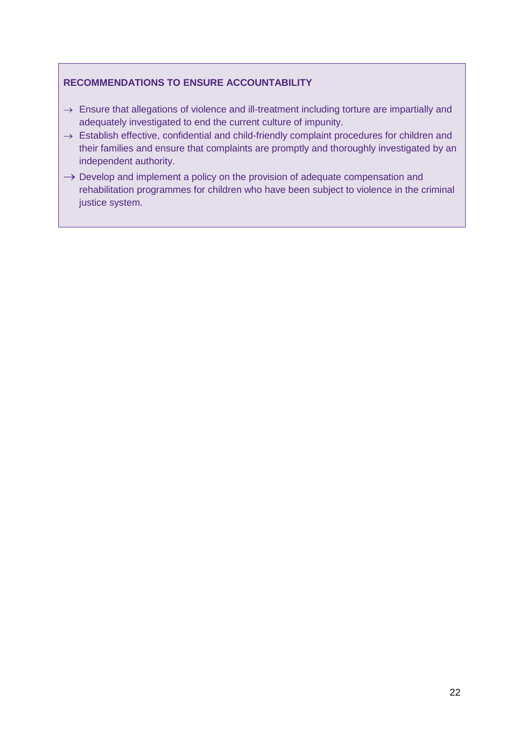**RECOMMENDATIONS TO ENSURE ACCOUNTABILITY**

- → Ensure that allegations of violence and ill-treatment including torture are impartially and adequately investigated to end the current culture of impunity.
- → Establish effective, confidential and child-friendly complaint procedures for children and their families and ensure that complaints are promptly and thoroughly investigated by an independent authority.
- → Develop and implement a policy on the provision of adequate compensation and rehabilitation programmes for children who have been subject to violence in the criminal justice system.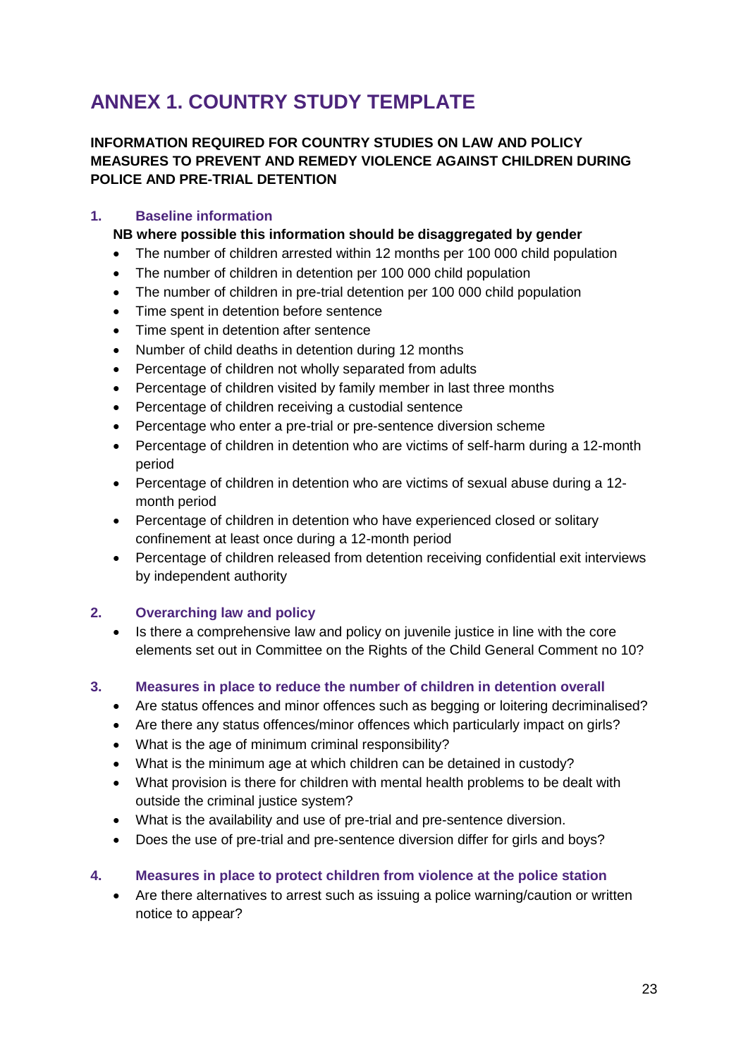# ANNEX 1. COUNTRY STUDY TEMPLATE

**INFORMATION REQUIRED FOR COUNTRY STUDIES ON LAW AND POLICY MEASURES TO PREVENT AND REMEDY VIOLENCE AGAINST CHILDREN DURING POLICE AND PRE-TRIAL DETENTION**

## 1. Baseline information

**NB where possible this information should be disaggregated by gender**

- The number of children arrested within 12 months per 100 000 child population
- The number of children in detention per 100 000 child population
- The number of children in pre-trial detention per 100 000 child population
- Time spent in detention before sentence
- Time spent in detention after sentence
- Number of child deaths in detention during 12 months
- Percentage of children not wholly separated from adults
- Percentage of children visited by family member in last three months
- Percentage of children receiving a custodial sentence
- Percentage who enter a pre-trial or pre-sentence diversion scheme
- Percentage of children in detention who are victims of self-harm during a 12-month period
- Percentage of children in detention who are victims of sexual abuse during a 12-month period
- Percentage of children in detention who have experienced closed or solitary confinement at least once during a 12-month period
- Percentage of children released from detention receiving confidential exit interviews by independent authority

## 2. Overarching law and policy

- Is there a comprehensive law and policy on juvenile justice in line with the core elements set out in Committee on the Rights of the Child General Comment no 10?

## 3. Measures in place to reduce the number of children in detention overall

- Are status offences and minor offences such as begging or loitering decriminalised?
- Are there any status offences/minor offences which particularly impact on girls?
- What is the age of minimum criminal responsibility?
- What is the minimum age at which children can be detained in custody?
- What provision is there for children with mental health problems to be dealt with outside the criminal justice system?
- What is the availability and use of pre-trial and pre-sentence diversion.
- Does the use of pre-trial and pre-sentence diversion differ for girls and boys?

## 4. Measures in place to protect children from violence at the police station

- Are there alternatives to arrest such as issuing a police warning/caution or written notice to appear?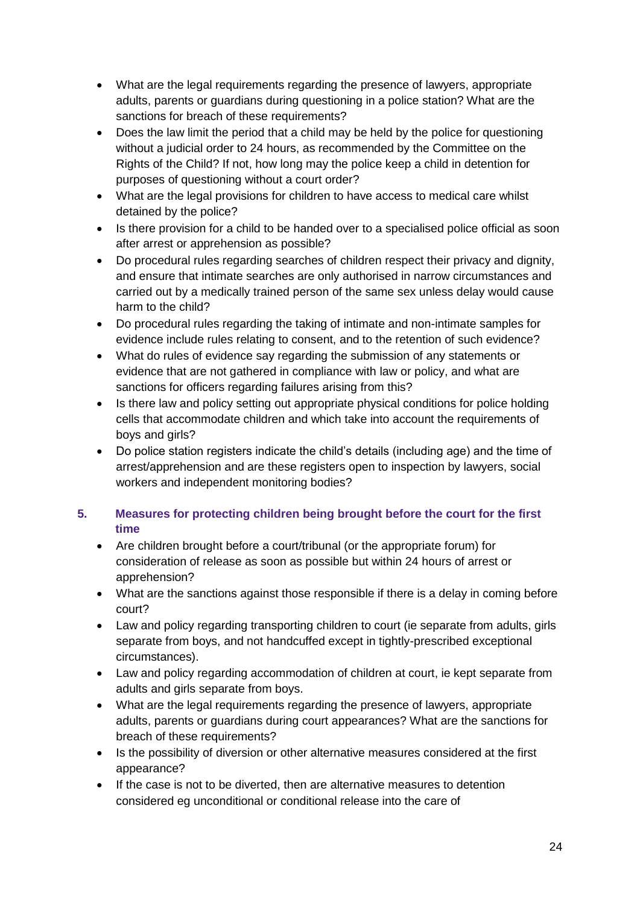- What are the legal requirements regarding the presence of lawyers, appropriate adults, parents or guardians during questioning in a police station? What are the sanctions for breach of these requirements?
- Does the law limit the period that a child may be held by the police for questioning without a judicial order to 24 hours, as recommended by the Committee on the Rights of the Child? If not, how long may the police keep a child in detention for purposes of questioning without a court order?
- What are the legal provisions for children to have access to medical care whilst detained by the police?
- Is there provision for a child to be handed over to a specialised police official as soon after arrest or apprehension as possible?
- Do procedural rules regarding searches of children respect their privacy and dignity, and ensure that intimate searches are only authorised in narrow circumstances and carried out by a medically trained person of the same sex unless delay would cause harm to the child?
- Do procedural rules regarding the taking of intimate and non-intimate samples for evidence include rules relating to consent, and to the retention of such evidence?
- What do rules of evidence say regarding the submission of any statements or evidence that are not gathered in compliance with law or policy, and what are sanctions for officers regarding failures arising from this?
- Is there law and policy setting out appropriate physical conditions for police holding cells that accommodate children and which take into account the requirements of boys and girls?
- Do police station registers indicate the child's details (including age) and the time of arrest/apprehension and are these registers open to inspection by lawyers, social workers and independent monitoring bodies?

## 5. Measures for protecting children being brought before the court for the first time

- Are children brought before a court/tribunal (or the appropriate forum) for consideration of release as soon as possible but within 24 hours of arrest or apprehension?
- What are the sanctions against those responsible if there is a delay in coming before court?
- Law and policy regarding transporting children to court (ie separate from adults, girls separate from boys, and not handcuffed except in tightly-prescribed exceptional circumstances).
- Law and policy regarding accommodation of children at court, ie kept separate from adults and girls separate from boys.
- What are the legal requirements regarding the presence of lawyers, appropriate adults, parents or guardians during court appearances? What are the sanctions for breach of these requirements?
- Is the possibility of diversion or other alternative measures considered at the first appearance?
- If the case is not to be diverted, then are alternative measures to detention considered eg unconditional or conditional release into the care of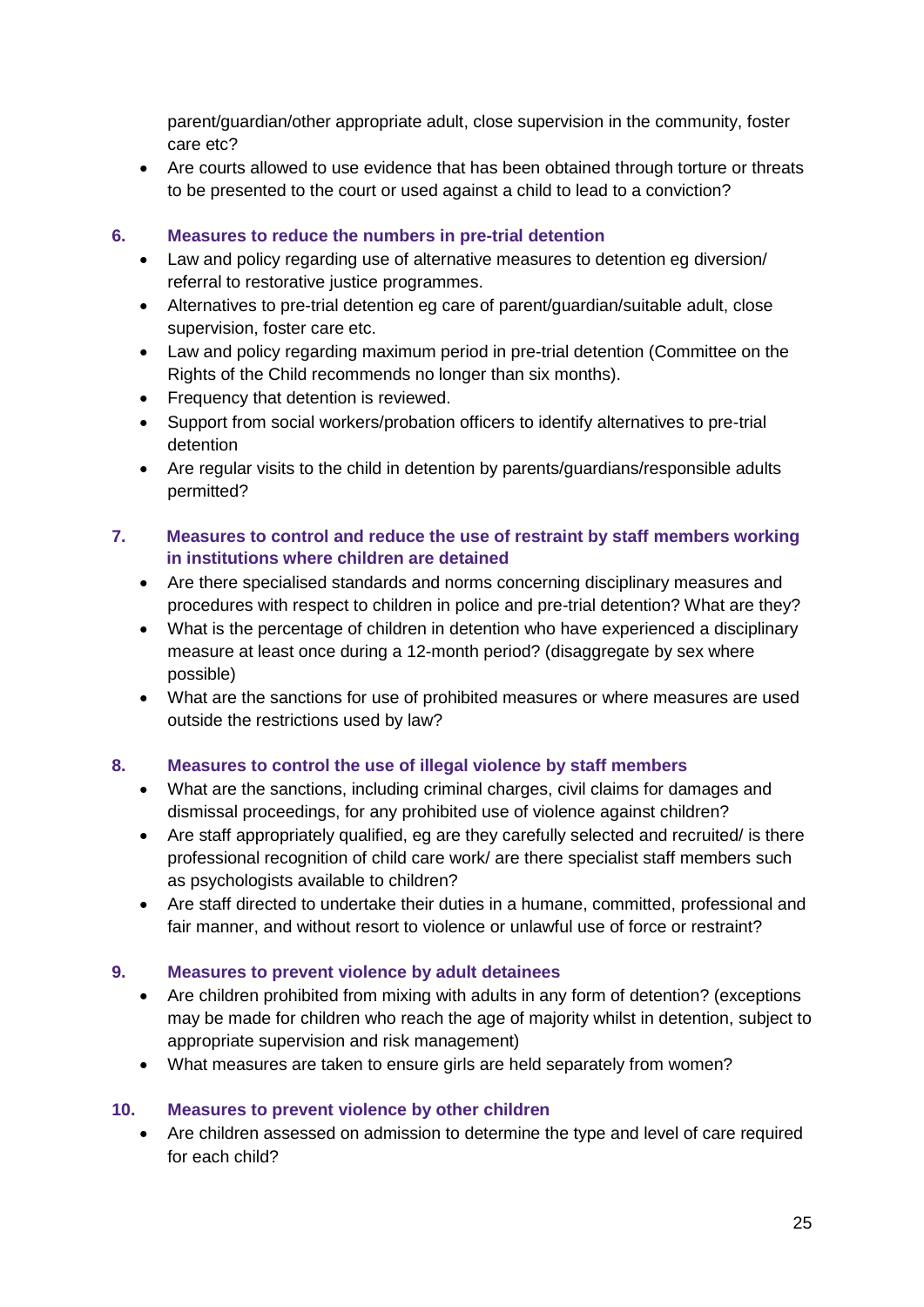parent/guardian/other appropriate adult, close supervision in the community, foster care etc?

- Are courts allowed to use evidence that has been obtained through torture or threats to be presented to the court or used against a child to lead to a conviction?

### 6. Measures to reduce the numbers in pre-trial detention

- Law and policy regarding use of alternative measures to detention eg diversion/ referral to restorative justice programmes.
- Alternatives to pre-trial detention eg care of parent/guardian/suitable adult, close supervision, foster care etc.
- Law and policy regarding maximum period in pre-trial detention (Committee on the Rights of the Child recommends no longer than six months).
- Frequency that detention is reviewed.
- Support from social workers/probation officers to identify alternatives to pre-trial detention
- Are regular visits to the child in detention by parents/guardians/responsible adults permitted?

### 7. Measures to control and reduce the use of restraint by staff members working in institutions where children are detained

- Are there specialised standards and norms concerning disciplinary measures and procedures with respect to children in police and pre-trial detention? What are they?
- What is the percentage of children in detention who have experienced a disciplinary measure at least once during a 12-month period? (disaggregate by sex where possible)
- What are the sanctions for use of prohibited measures or where measures are used outside the restrictions used by law?

### 8. Measures to control the use of illegal violence by staff members

- What are the sanctions, including criminal charges, civil claims for damages and dismissal proceedings, for any prohibited use of violence against children?
- Are staff appropriately qualified, eg are they carefully selected and recruited/ is there professional recognition of child care work/ are there specialist staff members such as psychologists available to children?
- Are staff directed to undertake their duties in a humane, committed, professional and fair manner, and without resort to violence or unlawful use of force or restraint?

### 9. Measures to prevent violence by adult detainees

- Are children prohibited from mixing with adults in any form of detention? (exceptions may be made for children who reach the age of majority whilst in detention, subject to appropriate supervision and risk management)
- What measures are taken to ensure girls are held separately from women?

### 10. Measures to prevent violence by other children

- Are children assessed on admission to determine the type and level of care required for each child?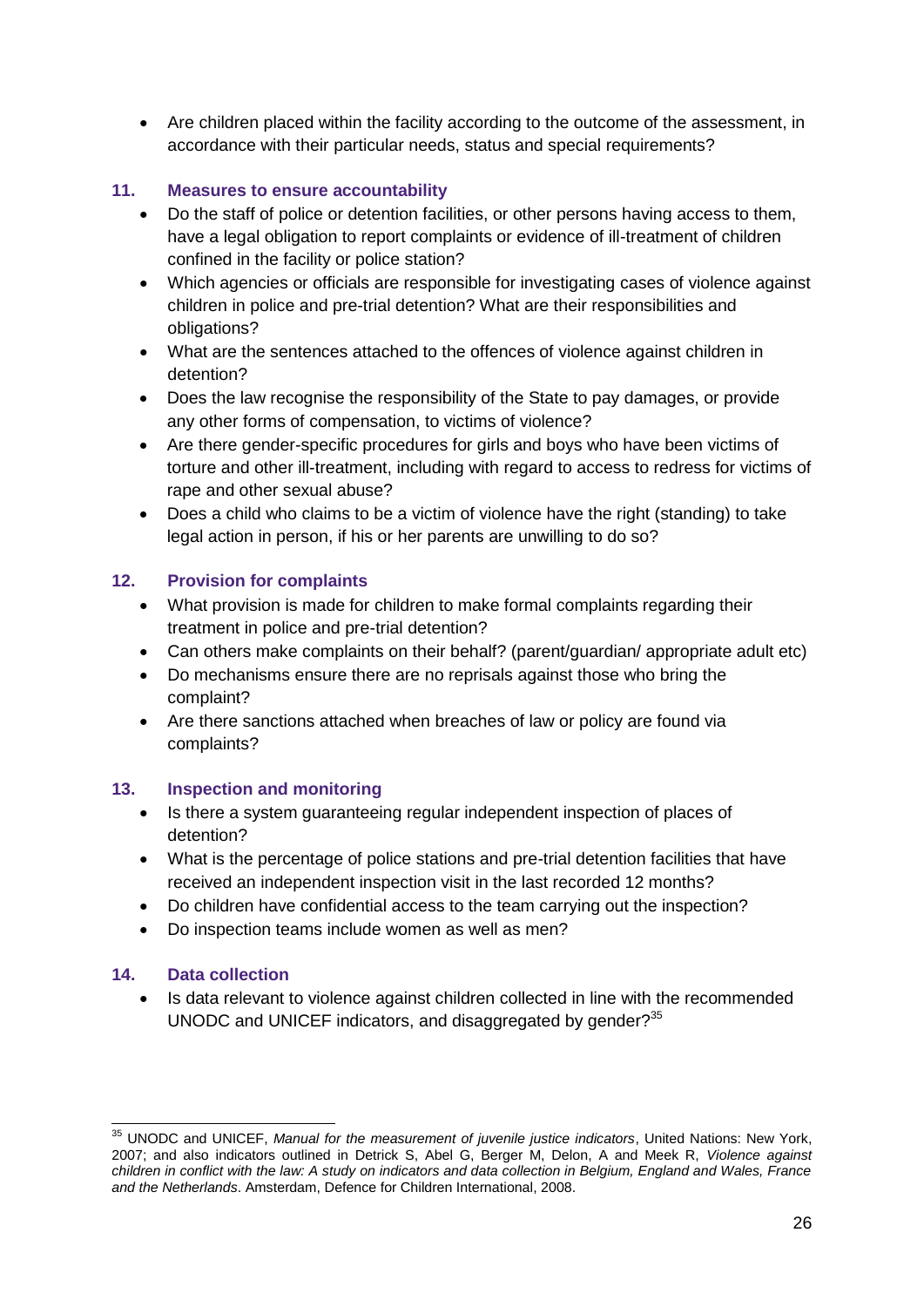- Are children placed within the facility according to the outcome of the assessment, in accordance with their particular needs, status and special requirements?

### 11. Measures to ensure accountability

- Do the staff of police or detention facilities, or other persons having access to them, have a legal obligation to report complaints or evidence of ill-treatment of children confined in the facility or police station?
- Which agencies or officials are responsible for investigating cases of violence against children in police and pre-trial detention? What are their responsibilities and obligations?
- What are the sentences attached to the offences of violence against children in detention?
- Does the law recognise the responsibility of the State to pay damages, or provide any other forms of compensation, to victims of violence?
- Are there gender-specific procedures for girls and boys who have been victims of torture and other ill-treatment, including with regard to access to redress for victims of rape and other sexual abuse?
- Does a child who claims to be a victim of violence have the right (standing) to take legal action in person, if his or her parents are unwilling to do so?

### 12. Provision for complaints

- What provision is made for children to make formal complaints regarding their treatment in police and pre-trial detention?
- Can others make complaints on their behalf? (parent/guardian/ appropriate adult etc)
- Do mechanisms ensure there are no reprisals against those who bring the complaint?
- Are there sanctions attached when breaches of law or policy are found via complaints?

### 13. Inspection and monitoring

- Is there a system guaranteeing regular independent inspection of places of detention?
- What is the percentage of police stations and pre-trial detention facilities that have received an independent inspection visit in the last recorded 12 months?
- Do children have confidential access to the team carrying out the inspection?
- Do inspection teams include women as well as men?

### 14. Data collection

- Is data relevant to violence against children collected in line with the recommended UNODC and UNICEF indicators, and disaggregated by gender?[35]

---

[35] UNODC and UNICEF, *Manual for the measurement of juvenile justice indicators*, United Nations: New York, 2007; and also indicators outlined in Detrick S, Abel G, Berger M, Delon, A and Meek R, *Violence against children in conflict with the law: A study on indicators and data collection in Belgium, England and Wales, France and the Netherlands*. Amsterdam, Defence for Children International, 2008.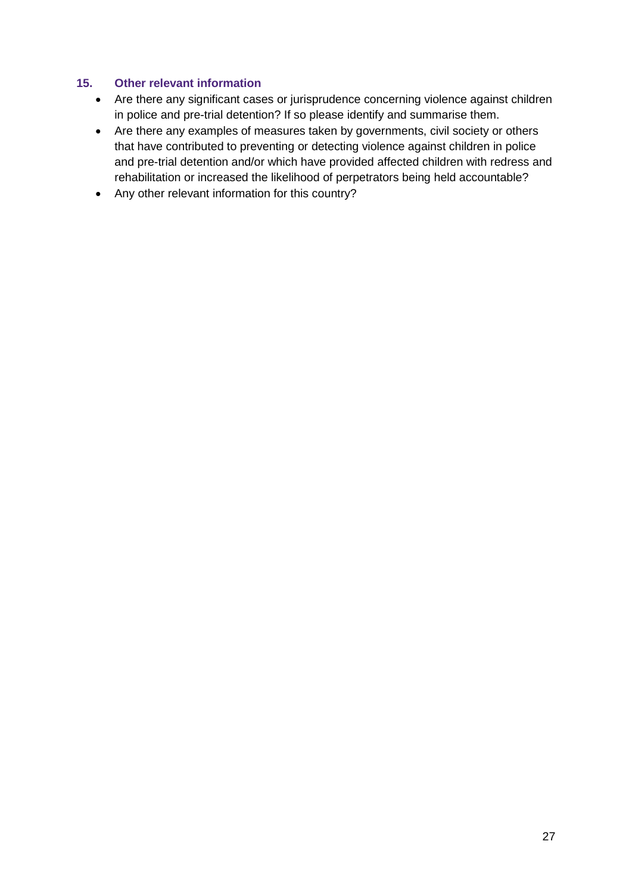### 15. Other relevant information

- Are there any significant cases or jurisprudence concerning violence against children in police and pre-trial detention? If so please identify and summarise them.
- Are there any examples of measures taken by governments, civil society or others that have contributed to preventing or detecting violence against children in police and pre-trial detention and/or which have provided affected children with redress and rehabilitation or increased the likelihood of perpetrators being held accountable?
- Any other relevant information for this country?